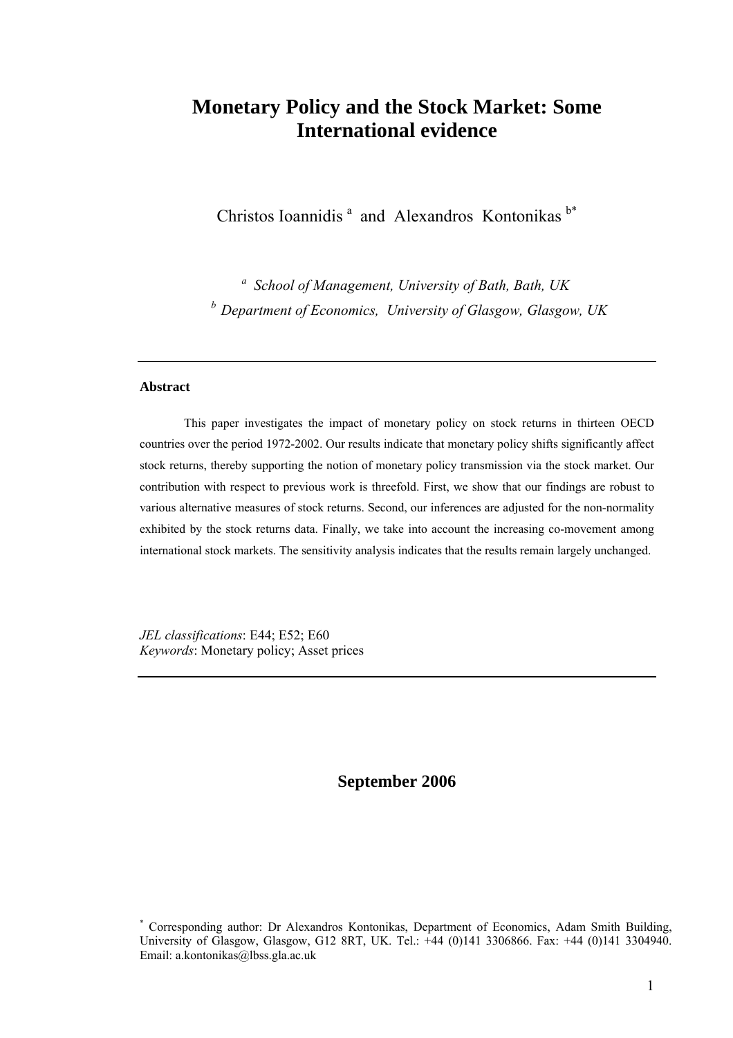# Monetary Policy and the Stock Market: Some International evidence

Christos Ioannidis [a] and Alexandros Kontonikas [b*]

[a] *School of Management, University of Bath, Bath, UK*

[b] *Department of Economics, University of Glasgow, Glasgow, UK*

---

**Abstract**

This paper investigates the impact of monetary policy on stock returns in thirteen OECD countries over the period 1972-2002. Our results indicate that monetary policy shifts significantly affect stock returns, thereby supporting the notion of monetary policy transmission via the stock market. Our contribution with respect to previous work is threefold. First, we show that our findings are robust to various alternative measures of stock returns. Second, our inferences are adjusted for the non-normality exhibited by the stock returns data. Finally, we take into account the increasing co-movement among international stock markets. The sensitivity analysis indicates that the results remain largely unchanged.

*JEL classifications*: E44; E52; E60
*Keywords*: Monetary policy; Asset prices

---

**September 2006**

[*] Corresponding author: Dr Alexandros Kontonikas, Department of Economics, Adam Smith Building, University of Glasgow, Glasgow, G12 8RT, UK. Tel.: +44 (0)141 3306866. Fax: +44 (0)141 3304940. Email: a.kontonikas@lbss.gla.ac.uk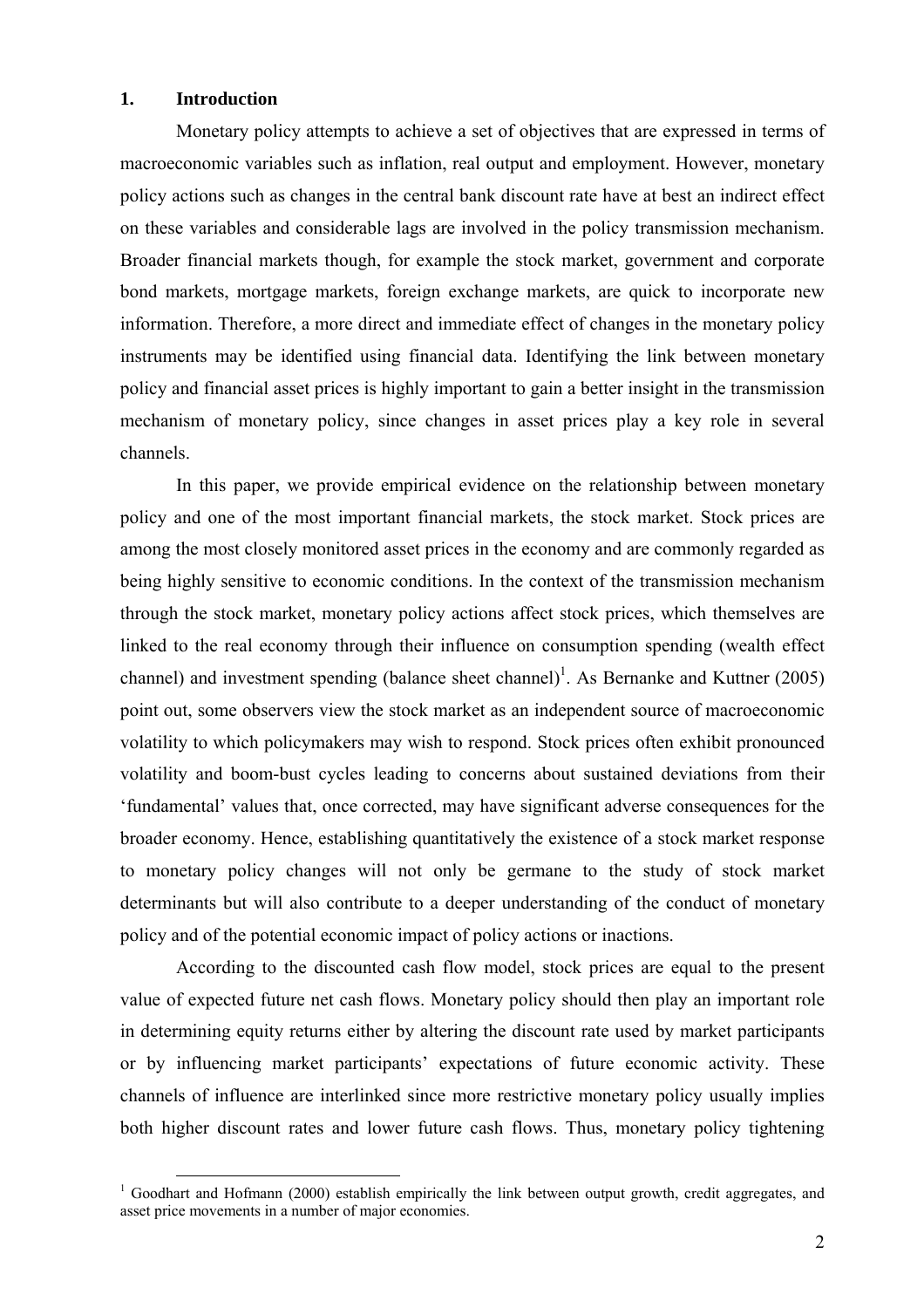## 1. Introduction

Monetary policy attempts to achieve a set of objectives that are expressed in terms of macroeconomic variables such as inflation, real output and employment. However, monetary policy actions such as changes in the central bank discount rate have at best an indirect effect on these variables and considerable lags are involved in the policy transmission mechanism. Broader financial markets though, for example the stock market, government and corporate bond markets, mortgage markets, foreign exchange markets, are quick to incorporate new information. Therefore, a more direct and immediate effect of changes in the monetary policy instruments may be identified using financial data. Identifying the link between monetary policy and financial asset prices is highly important to gain a better insight in the transmission mechanism of monetary policy, since changes in asset prices play a key role in several channels.

In this paper, we provide empirical evidence on the relationship between monetary policy and one of the most important financial markets, the stock market. Stock prices are among the most closely monitored asset prices in the economy and are commonly regarded as being highly sensitive to economic conditions. In the context of the transmission mechanism through the stock market, monetary policy actions affect stock prices, which themselves are linked to the real economy through their influence on consumption spending (wealth effect channel) and investment spending (balance sheet channel)[1]. As Bernanke and Kuttner (2005) point out, some observers view the stock market as an independent source of macroeconomic volatility to which policymakers may wish to respond. Stock prices often exhibit pronounced volatility and boom-bust cycles leading to concerns about sustained deviations from their 'fundamental' values that, once corrected, may have significant adverse consequences for the broader economy. Hence, establishing quantitatively the existence of a stock market response to monetary policy changes will not only be germane to the study of stock market determinants but will also contribute to a deeper understanding of the conduct of monetary policy and of the potential economic impact of policy actions or inactions.

According to the discounted cash flow model, stock prices are equal to the present value of expected future net cash flows. Monetary policy should then play an important role in determining equity returns either by altering the discount rate used by market participants or by influencing market participants' expectations of future economic activity. These channels of influence are interlinked since more restrictive monetary policy usually implies both higher discount rates and lower future cash flows. Thus, monetary policy tightening

[1] Goodhart and Hofmann (2000) establish empirically the link between output growth, credit aggregates, and asset price movements in a number of major economies.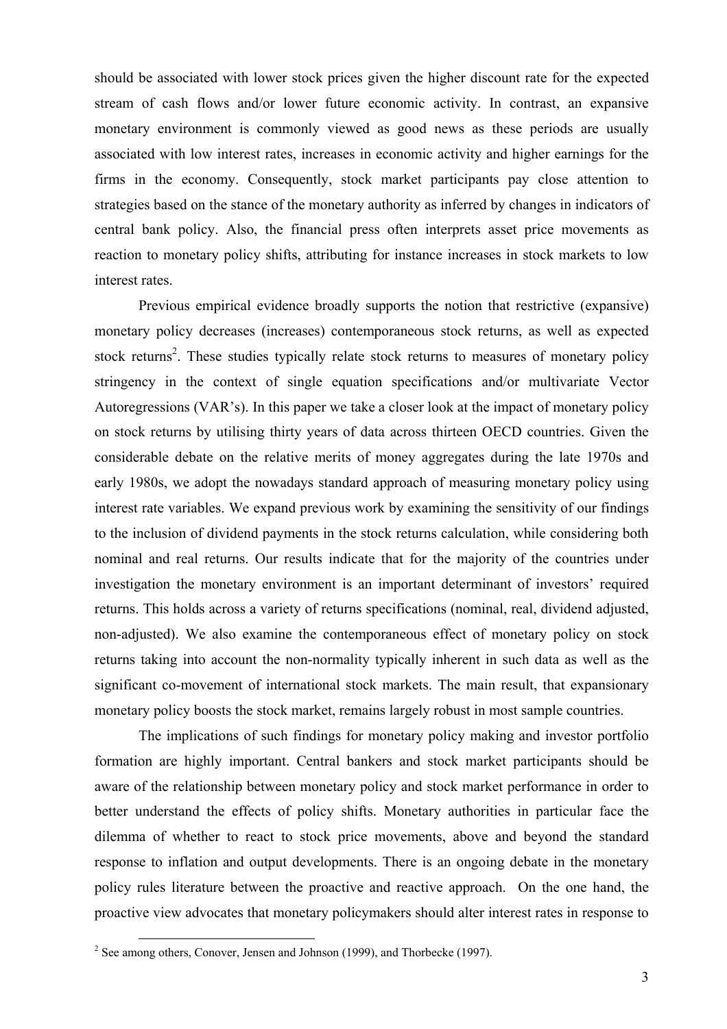should be associated with lower stock prices given the higher discount rate for the expected stream of cash flows and/or lower future economic activity. In contrast, an expansive monetary environment is commonly viewed as good news as these periods are usually associated with low interest rates, increases in economic activity and higher earnings for the firms in the economy. Consequently, stock market participants pay close attention to strategies based on the stance of the monetary authority as inferred by changes in indicators of central bank policy. Also, the financial press often interprets asset price movements as reaction to monetary policy shifts, attributing for instance increases in stock markets to low interest rates.

Previous empirical evidence broadly supports the notion that restrictive (expansive) monetary policy decreases (increases) contemporaneous stock returns, as well as expected stock returns[2]. These studies typically relate stock returns to measures of monetary policy stringency in the context of single equation specifications and/or multivariate Vector Autoregressions (VAR's). In this paper we take a closer look at the impact of monetary policy on stock returns by utilising thirty years of data across thirteen OECD countries. Given the considerable debate on the relative merits of money aggregates during the late 1970s and early 1980s, we adopt the nowadays standard approach of measuring monetary policy using interest rate variables. We expand previous work by examining the sensitivity of our findings to the inclusion of dividend payments in the stock returns calculation, while considering both nominal and real returns. Our results indicate that for the majority of the countries under investigation the monetary environment is an important determinant of investors' required returns. This holds across a variety of returns specifications (nominal, real, dividend adjusted, non-adjusted). We also examine the contemporaneous effect of monetary policy on stock returns taking into account the non-normality typically inherent in such data as well as the significant co-movement of international stock markets. The main result, that expansionary monetary policy boosts the stock market, remains largely robust in most sample countries.

The implications of such findings for monetary policy making and investor portfolio formation are highly important. Central bankers and stock market participants should be aware of the relationship between monetary policy and stock market performance in order to better understand the effects of policy shifts. Monetary authorities in particular face the dilemma of whether to react to stock price movements, above and beyond the standard response to inflation and output developments. There is an ongoing debate in the monetary policy rules literature between the proactive and reactive approach. On the one hand, the proactive view advocates that monetary policymakers should alter interest rates in response to

[2] See among others, Conover, Jensen and Johnson (1999), and Thorbecke (1997).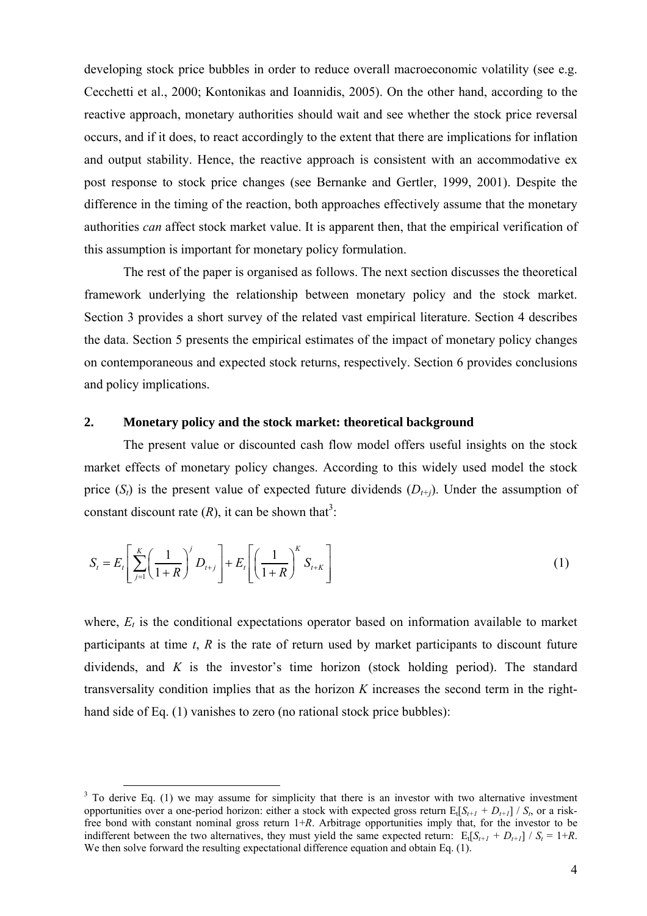developing stock price bubbles in order to reduce overall macroeconomic volatility (see e.g. Cecchetti et al., 2000; Kontonikas and Ioannidis, 2005). On the other hand, according to the reactive approach, monetary authorities should wait and see whether the stock price reversal occurs, and if it does, to react accordingly to the extent that there are implications for inflation and output stability. Hence, the reactive approach is consistent with an accommodative ex post response to stock price changes (see Bernanke and Gertler, 1999, 2001). Despite the difference in the timing of the reaction, both approaches effectively assume that the monetary authorities *can* affect stock market value. It is apparent then, that the empirical verification of this assumption is important for monetary policy formulation.

The rest of the paper is organised as follows. The next section discusses the theoretical framework underlying the relationship between monetary policy and the stock market. Section 3 provides a short survey of the related vast empirical literature. Section 4 describes the data. Section 5 presents the empirical estimates of the impact of monetary policy changes on contemporaneous and expected stock returns, respectively. Section 6 provides conclusions and policy implications.

## 2. Monetary policy and the stock market: theoretical background

The present value or discounted cash flow model offers useful insights on the stock market effects of monetary policy changes. According to this widely used model the stock price ($S_t$) is the present value of expected future dividends ($D_{t+j}$). Under the assumption of constant discount rate ($R$), it can be shown that[3]:

$$S_t = E_t\left[\sum_{j=1}^{K}\left(\frac{1}{1+R}\right)^j D_{t+j}\right] + E_t\left[\left(\frac{1}{1+R}\right)^K S_{t+K}\right] \tag{1}$$

where, $E_t$ is the conditional expectations operator based on information available to market participants at time $t$, $R$ is the rate of return used by market participants to discount future dividends, and $K$ is the investor's time horizon (stock holding period). The standard transversality condition implies that as the horizon $K$ increases the second term in the right-hand side of Eq. (1) vanishes to zero (no rational stock price bubbles):

---

[3] To derive Eq. (1) we may assume for simplicity that there is an investor with two alternative investment opportunities over a one-period horizon: either a stock with expected gross return $E_t[S_{t+1} + D_{t+1}] / S_t$, or a risk-free bond with constant nominal gross return $1+R$. Arbitrage opportunities imply that, for the investor to be indifferent between the two alternatives, they must yield the same expected return: $E_t[S_{t+1} + D_{t+1}] / S_t = 1+R$. We then solve forward the resulting expectational difference equation and obtain Eq. (1).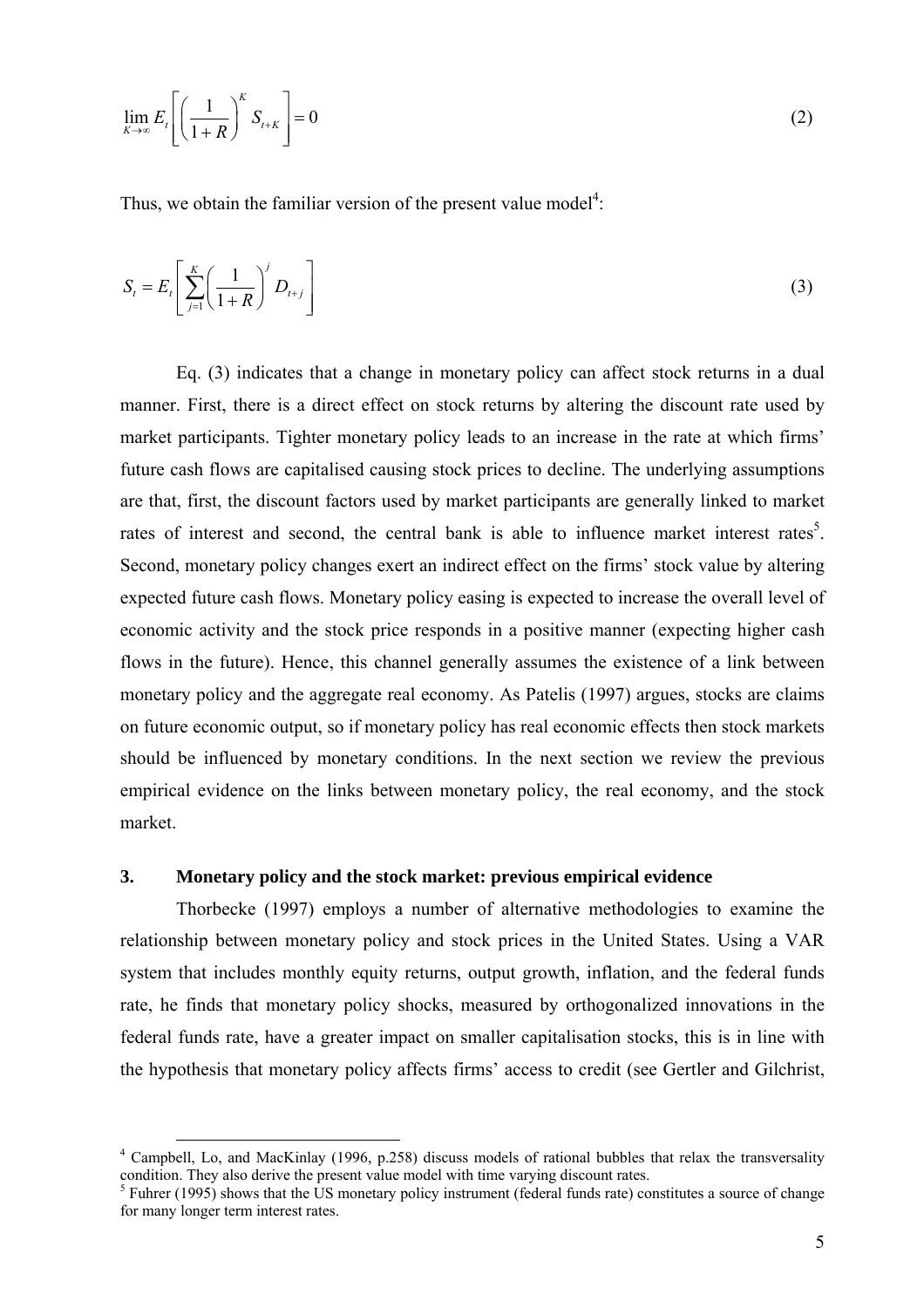$$\lim_{K \to \infty} E_t \left[ \left( \frac{1}{1+R} \right)^K S_{t+K} \right] = 0 \tag{2}$$

Thus, we obtain the familiar version of the present value model[4]:

$$S_t = E_t \left[ \sum_{j=1}^{K} \left( \frac{1}{1+R} \right)^j D_{t+j} \right] \tag{3}$$

Eq. (3) indicates that a change in monetary policy can affect stock returns in a dual manner. First, there is a direct effect on stock returns by altering the discount rate used by market participants. Tighter monetary policy leads to an increase in the rate at which firms' future cash flows are capitalised causing stock prices to decline. The underlying assumptions are that, first, the discount factors used by market participants are generally linked to market rates of interest and second, the central bank is able to influence market interest rates[5]. Second, monetary policy changes exert an indirect effect on the firms' stock value by altering expected future cash flows. Monetary policy easing is expected to increase the overall level of economic activity and the stock price responds in a positive manner (expecting higher cash flows in the future). Hence, this channel generally assumes the existence of a link between monetary policy and the aggregate real economy. As Patelis (1997) argues, stocks are claims on future economic output, so if monetary policy has real economic effects then stock markets should be influenced by monetary conditions. In the next section we review the previous empirical evidence on the links between monetary policy, the real economy, and the stock market.

## 3. Monetary policy and the stock market: previous empirical evidence

Thorbecke (1997) employs a number of alternative methodologies to examine the relationship between monetary policy and stock prices in the United States. Using a VAR system that includes monthly equity returns, output growth, inflation, and the federal funds rate, he finds that monetary policy shocks, measured by orthogonalized innovations in the federal funds rate, have a greater impact on smaller capitalisation stocks, this is in line with the hypothesis that monetary policy affects firms' access to credit (see Gertler and Gilchrist,

---

[4] Campbell, Lo, and MacKinlay (1996, p.258) discuss models of rational bubbles that relax the transversality condition. They also derive the present value model with time varying discount rates.

[5] Fuhrer (1995) shows that the US monetary policy instrument (federal funds rate) constitutes a source of change for many longer term interest rates.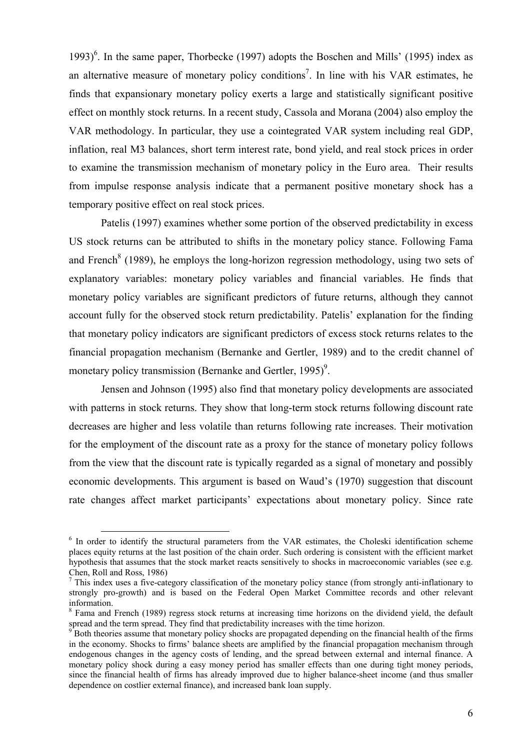1993)[6]. In the same paper, Thorbecke (1997) adopts the Boschen and Mills' (1995) index as an alternative measure of monetary policy conditions[7]. In line with his VAR estimates, he finds that expansionary monetary policy exerts a large and statistically significant positive effect on monthly stock returns. In a recent study, Cassola and Morana (2004) also employ the VAR methodology. In particular, they use a cointegrated VAR system including real GDP, inflation, real M3 balances, short term interest rate, bond yield, and real stock prices in order to examine the transmission mechanism of monetary policy in the Euro area. Their results from impulse response analysis indicate that a permanent positive monetary shock has a temporary positive effect on real stock prices.

Patelis (1997) examines whether some portion of the observed predictability in excess US stock returns can be attributed to shifts in the monetary policy stance. Following Fama and French[8] (1989), he employs the long-horizon regression methodology, using two sets of explanatory variables: monetary policy variables and financial variables. He finds that monetary policy variables are significant predictors of future returns, although they cannot account fully for the observed stock return predictability. Patelis' explanation for the finding that monetary policy indicators are significant predictors of excess stock returns relates to the financial propagation mechanism (Bernanke and Gertler, 1989) and to the credit channel of monetary policy transmission (Bernanke and Gertler, 1995)[9].

Jensen and Johnson (1995) also find that monetary policy developments are associated with patterns in stock returns. They show that long-term stock returns following discount rate decreases are higher and less volatile than returns following rate increases. Their motivation for the employment of the discount rate as a proxy for the stance of monetary policy follows from the view that the discount rate is typically regarded as a signal of monetary and possibly economic developments. This argument is based on Waud's (1970) suggestion that discount rate changes affect market participants' expectations about monetary policy. Since rate

---

[6] In order to identify the structural parameters from the VAR estimates, the Choleski identification scheme places equity returns at the last position of the chain order. Such ordering is consistent with the efficient market hypothesis that assumes that the stock market reacts sensitively to shocks in macroeconomic variables (see e.g. Chen, Roll and Ross, 1986)

[7] This index uses a five-category classification of the monetary policy stance (from strongly anti-inflationary to strongly pro-growth) and is based on the Federal Open Market Committee records and other relevant information.

[8] Fama and French (1989) regress stock returns at increasing time horizons on the dividend yield, the default spread and the term spread. They find that predictability increases with the time horizon.

[9] Both theories assume that monetary policy shocks are propagated depending on the financial health of the firms in the economy. Shocks to firms' balance sheets are amplified by the financial propagation mechanism through endogenous changes in the agency costs of lending, and the spread between external and internal finance. A monetary policy shock during a easy money period has smaller effects than one during tight money periods, since the financial health of firms has already improved due to higher balance-sheet income (and thus smaller dependence on costlier external finance), and increased bank loan supply.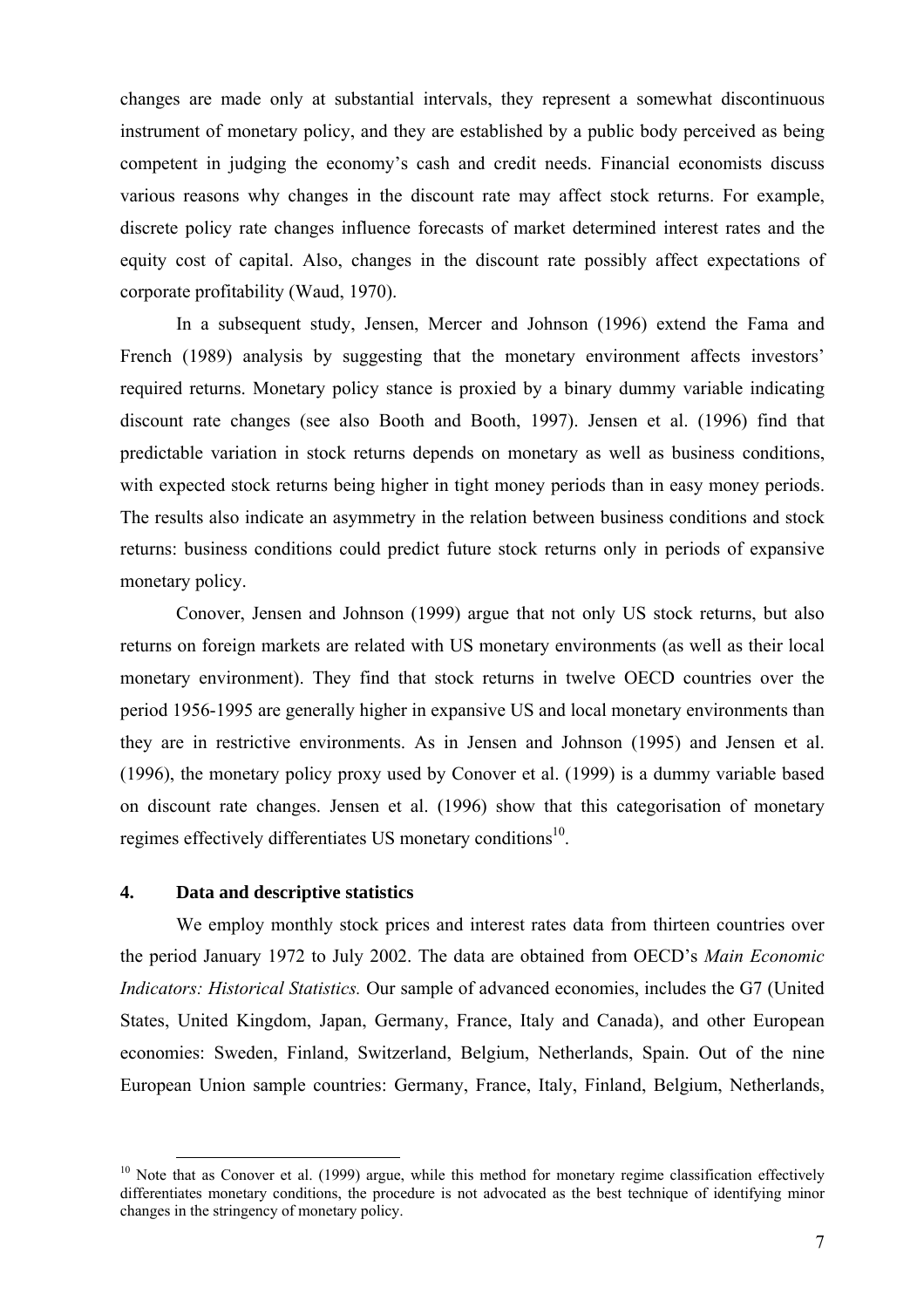changes are made only at substantial intervals, they represent a somewhat discontinuous instrument of monetary policy, and they are established by a public body perceived as being competent in judging the economy's cash and credit needs. Financial economists discuss various reasons why changes in the discount rate may affect stock returns. For example, discrete policy rate changes influence forecasts of market determined interest rates and the equity cost of capital. Also, changes in the discount rate possibly affect expectations of corporate profitability (Waud, 1970).

In a subsequent study, Jensen, Mercer and Johnson (1996) extend the Fama and French (1989) analysis by suggesting that the monetary environment affects investors' required returns. Monetary policy stance is proxied by a binary dummy variable indicating discount rate changes (see also Booth and Booth, 1997). Jensen et al. (1996) find that predictable variation in stock returns depends on monetary as well as business conditions, with expected stock returns being higher in tight money periods than in easy money periods. The results also indicate an asymmetry in the relation between business conditions and stock returns: business conditions could predict future stock returns only in periods of expansive monetary policy.

Conover, Jensen and Johnson (1999) argue that not only US stock returns, but also returns on foreign markets are related with US monetary environments (as well as their local monetary environment). They find that stock returns in twelve OECD countries over the period 1956-1995 are generally higher in expansive US and local monetary environments than they are in restrictive environments. As in Jensen and Johnson (1995) and Jensen et al. (1996), the monetary policy proxy used by Conover et al. (1999) is a dummy variable based on discount rate changes. Jensen et al. (1996) show that this categorisation of monetary regimes effectively differentiates US monetary conditions[10].

## 4. Data and descriptive statistics

We employ monthly stock prices and interest rates data from thirteen countries over the period January 1972 to July 2002. The data are obtained from OECD's *Main Economic Indicators: Historical Statistics.* Our sample of advanced economies, includes the G7 (United States, United Kingdom, Japan, Germany, France, Italy and Canada), and other European economies: Sweden, Finland, Switzerland, Belgium, Netherlands, Spain. Out of the nine European Union sample countries: Germany, France, Italy, Finland, Belgium, Netherlands,

---

[10] Note that as Conover et al. (1999) argue, while this method for monetary regime classification effectively differentiates monetary conditions, the procedure is not advocated as the best technique of identifying minor changes in the stringency of monetary policy.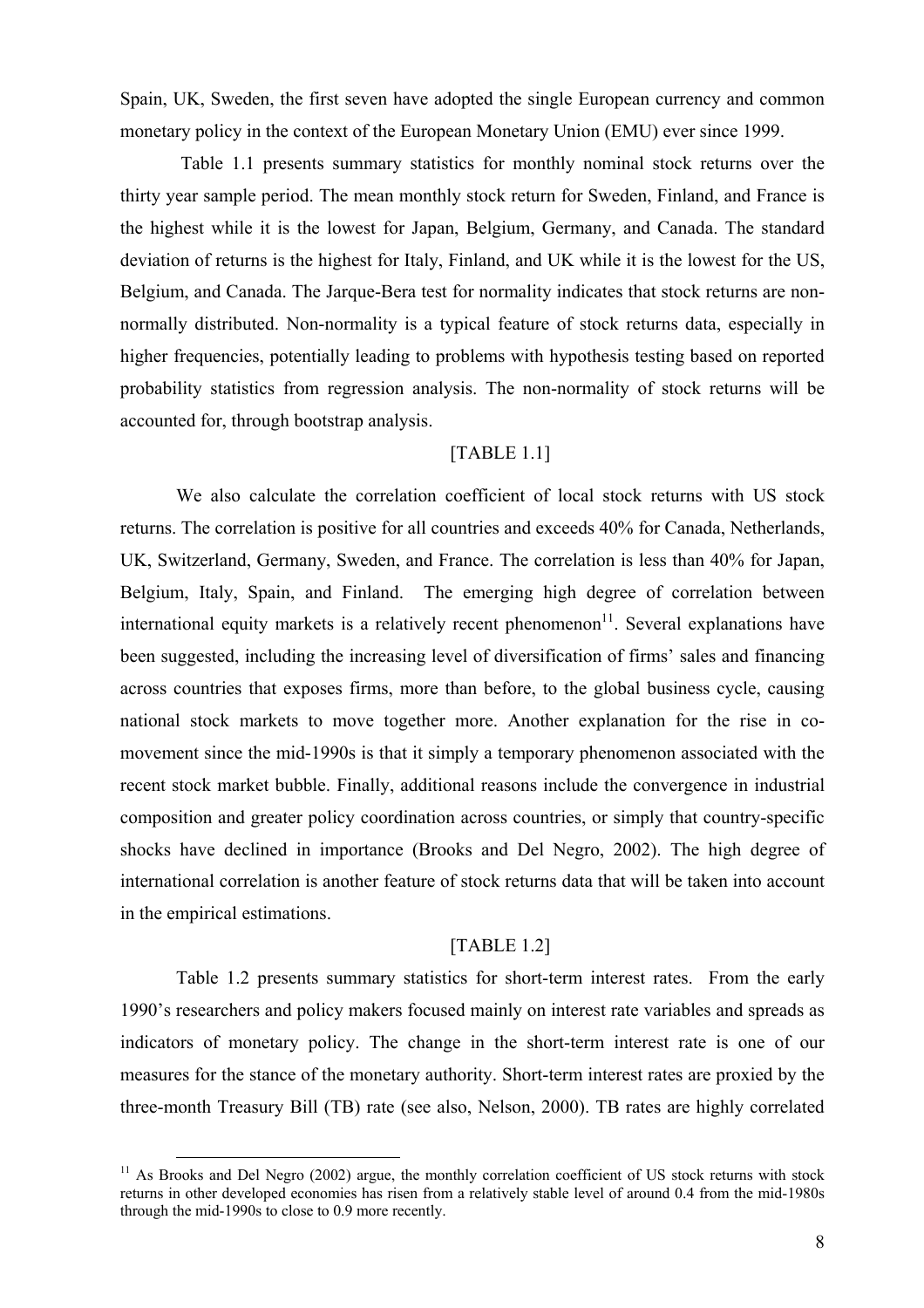Spain, UK, Sweden, the first seven have adopted the single European currency and common monetary policy in the context of the European Monetary Union (EMU) ever since 1999.

Table 1.1 presents summary statistics for monthly nominal stock returns over the thirty year sample period. The mean monthly stock return for Sweden, Finland, and France is the highest while it is the lowest for Japan, Belgium, Germany, and Canada. The standard deviation of returns is the highest for Italy, Finland, and UK while it is the lowest for the US, Belgium, and Canada. The Jarque-Bera test for normality indicates that stock returns are non-normally distributed. Non-normality is a typical feature of stock returns data, especially in higher frequencies, potentially leading to problems with hypothesis testing based on reported probability statistics from regression analysis. The non-normality of stock returns will be accounted for, through bootstrap analysis.

[TABLE 1.1]

We also calculate the correlation coefficient of local stock returns with US stock returns. The correlation is positive for all countries and exceeds 40% for Canada, Netherlands, UK, Switzerland, Germany, Sweden, and France. The correlation is less than 40% for Japan, Belgium, Italy, Spain, and Finland. The emerging high degree of correlation between international equity markets is a relatively recent phenomenon[11]. Several explanations have been suggested, including the increasing level of diversification of firms' sales and financing across countries that exposes firms, more than before, to the global business cycle, causing national stock markets to move together more. Another explanation for the rise in co-movement since the mid-1990s is that it simply a temporary phenomenon associated with the recent stock market bubble. Finally, additional reasons include the convergence in industrial composition and greater policy coordination across countries, or simply that country-specific shocks have declined in importance (Brooks and Del Negro, 2002). The high degree of international correlation is another feature of stock returns data that will be taken into account in the empirical estimations.

[TABLE 1.2]

Table 1.2 presents summary statistics for short-term interest rates. From the early 1990's researchers and policy makers focused mainly on interest rate variables and spreads as indicators of monetary policy. The change in the short-term interest rate is one of our measures for the stance of the monetary authority. Short-term interest rates are proxied by the three-month Treasury Bill (TB) rate (see also, Nelson, 2000). TB rates are highly correlated

[11] As Brooks and Del Negro (2002) argue, the monthly correlation coefficient of US stock returns with stock returns in other developed economies has risen from a relatively stable level of around 0.4 from the mid-1980s through the mid-1990s to close to 0.9 more recently.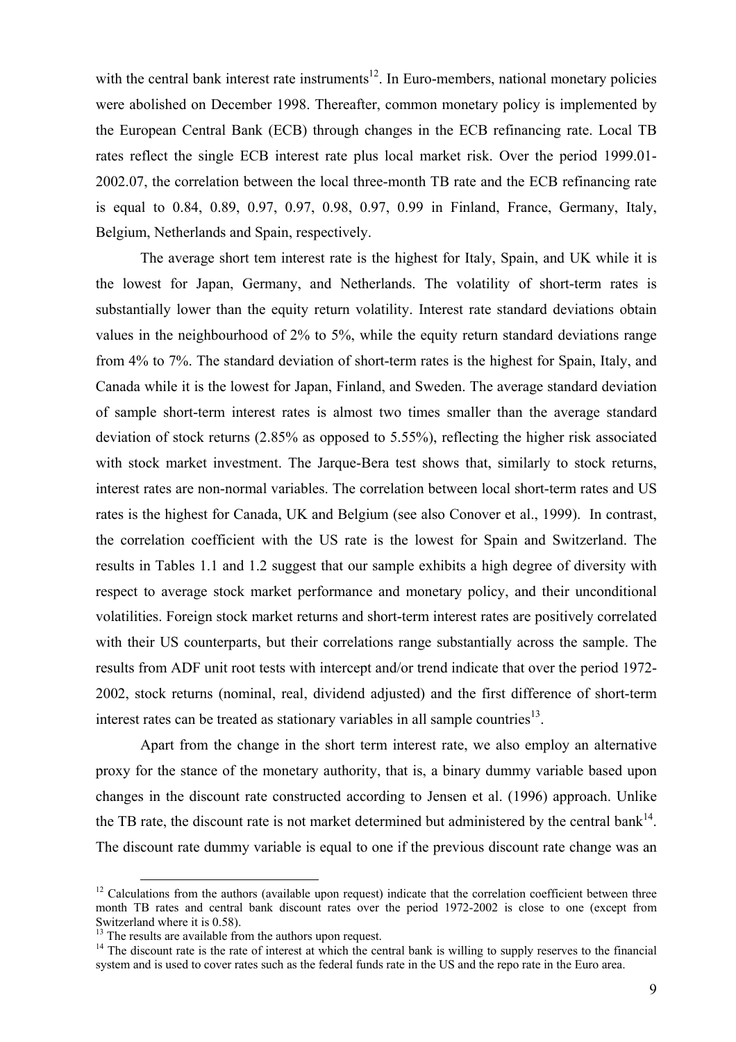with the central bank interest rate instruments[12]. In Euro-members, national monetary policies were abolished on December 1998. Thereafter, common monetary policy is implemented by the European Central Bank (ECB) through changes in the ECB refinancing rate. Local TB rates reflect the single ECB interest rate plus local market risk. Over the period 1999.01-2002.07, the correlation between the local three-month TB rate and the ECB refinancing rate is equal to 0.84, 0.89, 0.97, 0.97, 0.98, 0.97, 0.99 in Finland, France, Germany, Italy, Belgium, Netherlands and Spain, respectively.

The average short tem interest rate is the highest for Italy, Spain, and UK while it is the lowest for Japan, Germany, and Netherlands. The volatility of short-term rates is substantially lower than the equity return volatility. Interest rate standard deviations obtain values in the neighbourhood of 2% to 5%, while the equity return standard deviations range from 4% to 7%. The standard deviation of short-term rates is the highest for Spain, Italy, and Canada while it is the lowest for Japan, Finland, and Sweden. The average standard deviation of sample short-term interest rates is almost two times smaller than the average standard deviation of stock returns (2.85% as opposed to 5.55%), reflecting the higher risk associated with stock market investment. The Jarque-Bera test shows that, similarly to stock returns, interest rates are non-normal variables. The correlation between local short-term rates and US rates is the highest for Canada, UK and Belgium (see also Conover et al., 1999). In contrast, the correlation coefficient with the US rate is the lowest for Spain and Switzerland. The results in Tables 1.1 and 1.2 suggest that our sample exhibits a high degree of diversity with respect to average stock market performance and monetary policy, and their unconditional volatilities. Foreign stock market returns and short-term interest rates are positively correlated with their US counterparts, but their correlations range substantially across the sample. The results from ADF unit root tests with intercept and/or trend indicate that over the period 1972-2002, stock returns (nominal, real, dividend adjusted) and the first difference of short-term interest rates can be treated as stationary variables in all sample countries[13].

Apart from the change in the short term interest rate, we also employ an alternative proxy for the stance of the monetary authority, that is, a binary dummy variable based upon changes in the discount rate constructed according to Jensen et al. (1996) approach. Unlike the TB rate, the discount rate is not market determined but administered by the central bank[14]. The discount rate dummy variable is equal to one if the previous discount rate change was an

---

[12] Calculations from the authors (available upon request) indicate that the correlation coefficient between three month TB rates and central bank discount rates over the period 1972-2002 is close to one (except from Switzerland where it is 0.58).

[13] The results are available from the authors upon request.

[14] The discount rate is the rate of interest at which the central bank is willing to supply reserves to the financial system and is used to cover rates such as the federal funds rate in the US and the repo rate in the Euro area.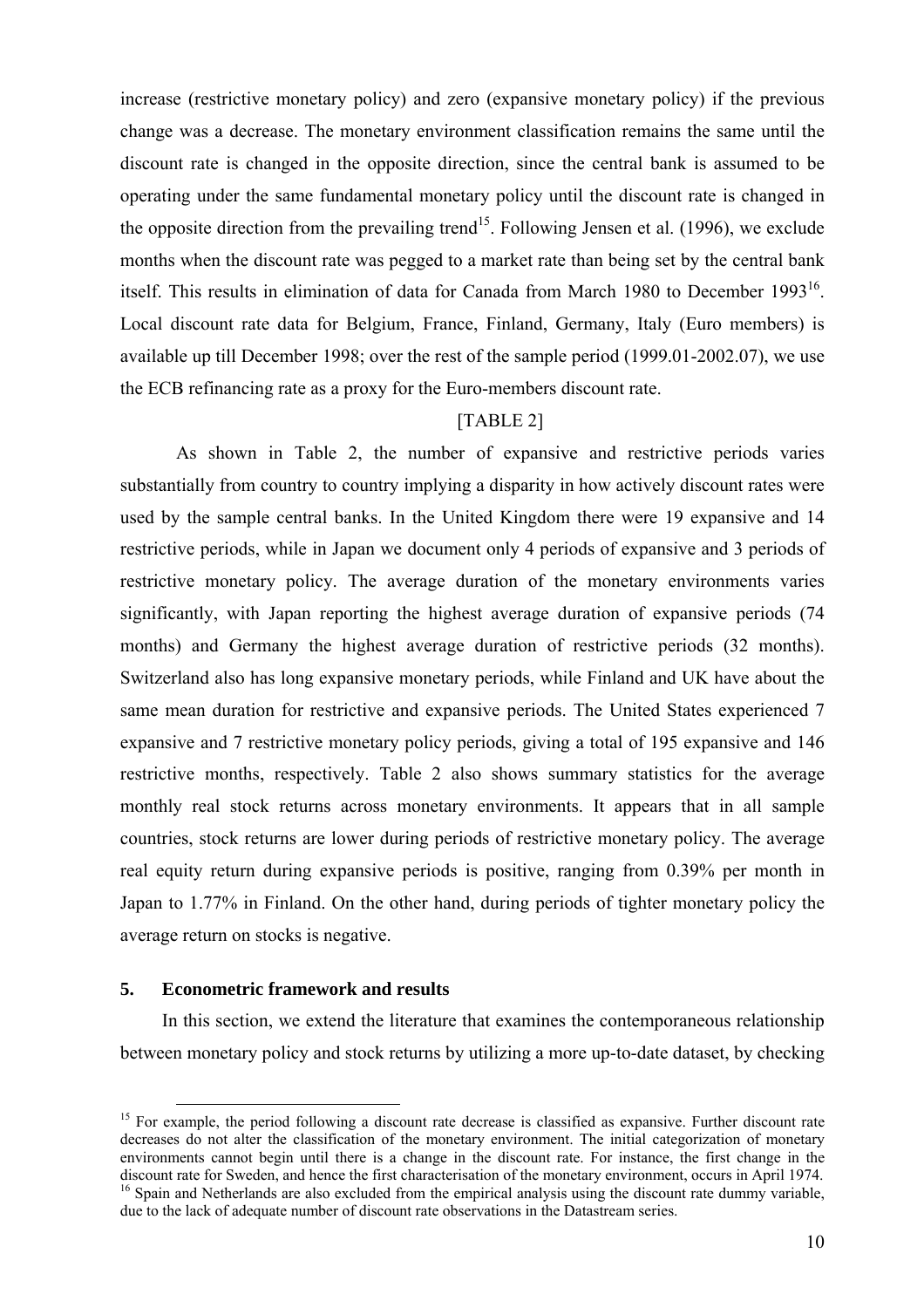increase (restrictive monetary policy) and zero (expansive monetary policy) if the previous change was a decrease. The monetary environment classification remains the same until the discount rate is changed in the opposite direction, since the central bank is assumed to be operating under the same fundamental monetary policy until the discount rate is changed in the opposite direction from the prevailing trend[15]. Following Jensen et al. (1996), we exclude months when the discount rate was pegged to a market rate than being set by the central bank itself. This results in elimination of data for Canada from March 1980 to December 1993[16]. Local discount rate data for Belgium, France, Finland, Germany, Italy (Euro members) is available up till December 1998; over the rest of the sample period (1999.01-2002.07), we use the ECB refinancing rate as a proxy for the Euro-members discount rate.

[TABLE 2]

As shown in Table 2, the number of expansive and restrictive periods varies substantially from country to country implying a disparity in how actively discount rates were used by the sample central banks. In the United Kingdom there were 19 expansive and 14 restrictive periods, while in Japan we document only 4 periods of expansive and 3 periods of restrictive monetary policy. The average duration of the monetary environments varies significantly, with Japan reporting the highest average duration of expansive periods (74 months) and Germany the highest average duration of restrictive periods (32 months). Switzerland also has long expansive monetary periods, while Finland and UK have about the same mean duration for restrictive and expansive periods. The United States experienced 7 expansive and 7 restrictive monetary policy periods, giving a total of 195 expansive and 146 restrictive months, respectively. Table 2 also shows summary statistics for the average monthly real stock returns across monetary environments. It appears that in all sample countries, stock returns are lower during periods of restrictive monetary policy. The average real equity return during expansive periods is positive, ranging from 0.39% per month in Japan to 1.77% in Finland. On the other hand, during periods of tighter monetary policy the average return on stocks is negative.

## 5. Econometric framework and results

In this section, we extend the literature that examines the contemporaneous relationship between monetary policy and stock returns by utilizing a more up-to-date dataset, by checking

---

[15] For example, the period following a discount rate decrease is classified as expansive. Further discount rate decreases do not alter the classification of the monetary environment. The initial categorization of monetary environments cannot begin until there is a change in the discount rate. For instance, the first change in the discount rate for Sweden, and hence the first characterisation of the monetary environment, occurs in April 1974.

[16] Spain and Netherlands are also excluded from the empirical analysis using the discount rate dummy variable, due to the lack of adequate number of discount rate observations in the Datastream series.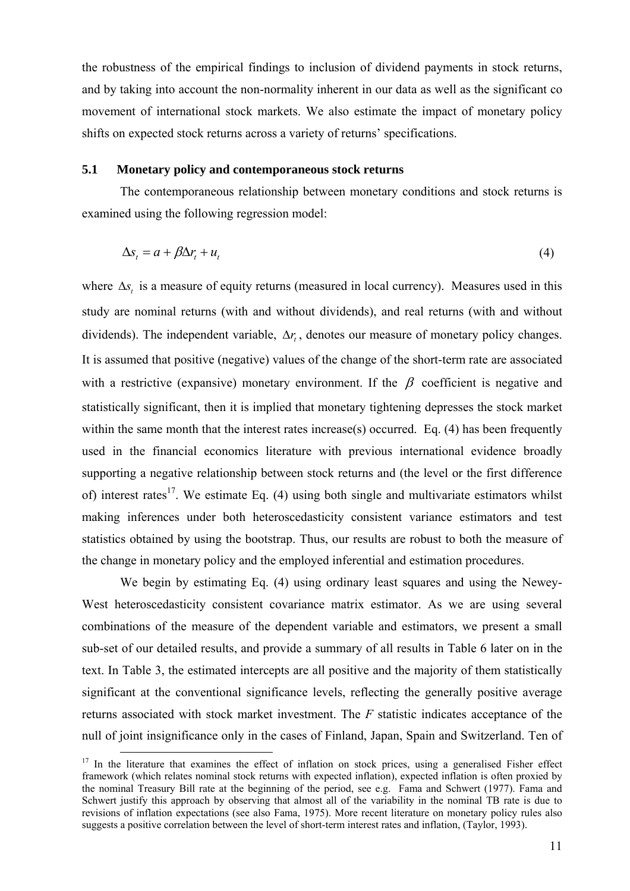the robustness of the empirical findings to inclusion of dividend payments in stock returns, and by taking into account the non-normality inherent in our data as well as the significant co movement of international stock markets. We also estimate the impact of monetary policy shifts on expected stock returns across a variety of returns' specifications.

## 5.1 Monetary policy and contemporaneous stock returns

The contemporaneous relationship between monetary conditions and stock returns is examined using the following regression model:

$$\Delta s_t = a + \beta \Delta r_t + u_t \tag{4}$$

where $\Delta s_t$ is a measure of equity returns (measured in local currency). Measures used in this study are nominal returns (with and without dividends), and real returns (with and without dividends). The independent variable, $\Delta r_t$, denotes our measure of monetary policy changes. It is assumed that positive (negative) values of the change of the short-term rate are associated with a restrictive (expansive) monetary environment. If the $\beta$ coefficient is negative and statistically significant, then it is implied that monetary tightening depresses the stock market within the same month that the interest rates increase(s) occurred. Eq. (4) has been frequently used in the financial economics literature with previous international evidence broadly supporting a negative relationship between stock returns and (the level or the first difference of) interest rates[17]. We estimate Eq. (4) using both single and multivariate estimators whilst making inferences under both heteroscedasticity consistent variance estimators and test statistics obtained by using the bootstrap. Thus, our results are robust to both the measure of the change in monetary policy and the employed inferential and estimation procedures.

We begin by estimating Eq. (4) using ordinary least squares and using the Newey-West heteroscedasticity consistent covariance matrix estimator. As we are using several combinations of the measure of the dependent variable and estimators, we present a small sub-set of our detailed results, and provide a summary of all results in Table 6 later on in the text. In Table 3, the estimated intercepts are all positive and the majority of them statistically significant at the conventional significance levels, reflecting the generally positive average returns associated with stock market investment. The *F* statistic indicates acceptance of the null of joint insignificance only in the cases of Finland, Japan, Spain and Switzerland. Ten of

---

[17] In the literature that examines the effect of inflation on stock prices, using a generalised Fisher effect framework (which relates nominal stock returns with expected inflation), expected inflation is often proxied by the nominal Treasury Bill rate at the beginning of the period, see e.g. Fama and Schwert (1977). Fama and Schwert justify this approach by observing that almost all of the variability in the nominal TB rate is due to revisions of inflation expectations (see also Fama, 1975). More recent literature on monetary policy rules also suggests a positive correlation between the level of short-term interest rates and inflation, (Taylor, 1993).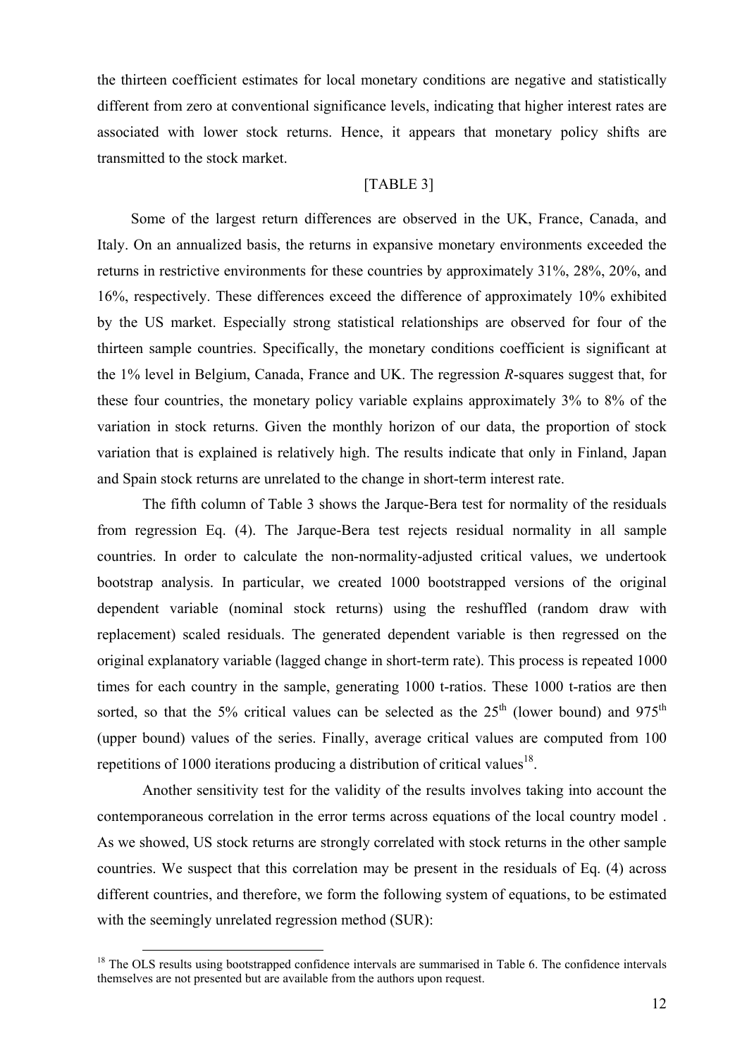the thirteen coefficient estimates for local monetary conditions are negative and statistically different from zero at conventional significance levels, indicating that higher interest rates are associated with lower stock returns. Hence, it appears that monetary policy shifts are transmitted to the stock market.

[TABLE 3]

Some of the largest return differences are observed in the UK, France, Canada, and Italy. On an annualized basis, the returns in expansive monetary environments exceeded the returns in restrictive environments for these countries by approximately 31%, 28%, 20%, and 16%, respectively. These differences exceed the difference of approximately 10% exhibited by the US market. Especially strong statistical relationships are observed for four of the thirteen sample countries. Specifically, the monetary conditions coefficient is significant at the 1% level in Belgium, Canada, France and UK. The regression $R$-squares suggest that, for these four countries, the monetary policy variable explains approximately 3% to 8% of the variation in stock returns. Given the monthly horizon of our data, the proportion of stock variation that is explained is relatively high. The results indicate that only in Finland, Japan and Spain stock returns are unrelated to the change in short-term interest rate.

The fifth column of Table 3 shows the Jarque-Bera test for normality of the residuals from regression Eq. (4). The Jarque-Bera test rejects residual normality in all sample countries. In order to calculate the non-normality-adjusted critical values, we undertook bootstrap analysis. In particular, we created 1000 bootstrapped versions of the original dependent variable (nominal stock returns) using the reshuffled (random draw with replacement) scaled residuals. The generated dependent variable is then regressed on the original explanatory variable (lagged change in short-term rate). This process is repeated 1000 times for each country in the sample, generating 1000 t-ratios. These 1000 t-ratios are then sorted, so that the 5% critical values can be selected as the 25th (lower bound) and 975th (upper bound) values of the series. Finally, average critical values are computed from 100 repetitions of 1000 iterations producing a distribution of critical values[18].

Another sensitivity test for the validity of the results involves taking into account the contemporaneous correlation in the error terms across equations of the local country model . As we showed, US stock returns are strongly correlated with stock returns in the other sample countries. We suspect that this correlation may be present in the residuals of Eq. (4) across different countries, and therefore, we form the following system of equations, to be estimated with the seemingly unrelated regression method (SUR):

---

[18] The OLS results using bootstrapped confidence intervals are summarised in Table 6. The confidence intervals themselves are not presented but are available from the authors upon request.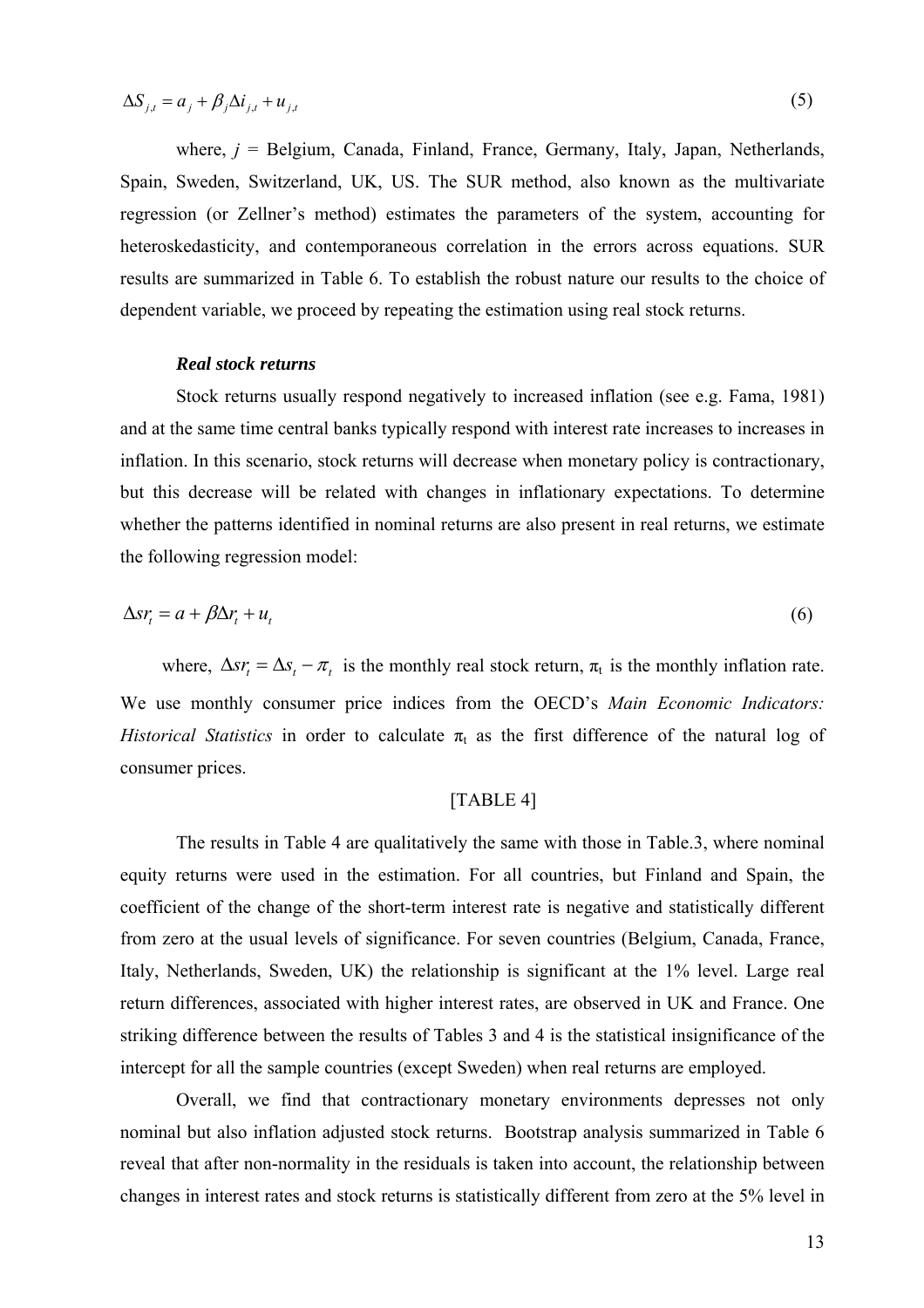$$\Delta S_{j,t} = a_j + \beta_j \Delta i_{j,t} + u_{j,t} \tag{5}$$

where, $j$ = Belgium, Canada, Finland, France, Germany, Italy, Japan, Netherlands, Spain, Sweden, Switzerland, UK, US. The SUR method, also known as the multivariate regression (or Zellner's method) estimates the parameters of the system, accounting for heteroskedasticity, and contemporaneous correlation in the errors across equations. SUR results are summarized in Table 6. To establish the robust nature our results to the choice of dependent variable, we proceed by repeating the estimation using real stock returns.

***Real stock returns***

Stock returns usually respond negatively to increased inflation (see e.g. Fama, 1981) and at the same time central banks typically respond with interest rate increases to increases in inflation. In this scenario, stock returns will decrease when monetary policy is contractionary, but this decrease will be related with changes in inflationary expectations. To determine whether the patterns identified in nominal returns are also present in real returns, we estimate the following regression model:

$$\Delta sr_t = a + \beta \Delta r_t + u_t \tag{6}$$

where, $\Delta sr_t = \Delta s_t - \pi_t$ is the monthly real stock return, $\pi_t$ is the monthly inflation rate. We use monthly consumer price indices from the OECD's *Main Economic Indicators: Historical Statistics* in order to calculate $\pi_t$ as the first difference of the natural log of consumer prices.

[TABLE 4]

The results in Table 4 are qualitatively the same with those in Table.3, where nominal equity returns were used in the estimation. For all countries, but Finland and Spain, the coefficient of the change of the short-term interest rate is negative and statistically different from zero at the usual levels of significance. For seven countries (Belgium, Canada, France, Italy, Netherlands, Sweden, UK) the relationship is significant at the 1% level. Large real return differences, associated with higher interest rates, are observed in UK and France. One striking difference between the results of Tables 3 and 4 is the statistical insignificance of the intercept for all the sample countries (except Sweden) when real returns are employed.

Overall, we find that contractionary monetary environments depresses not only nominal but also inflation adjusted stock returns. Bootstrap analysis summarized in Table 6 reveal that after non-normality in the residuals is taken into account, the relationship between changes in interest rates and stock returns is statistically different from zero at the 5% level in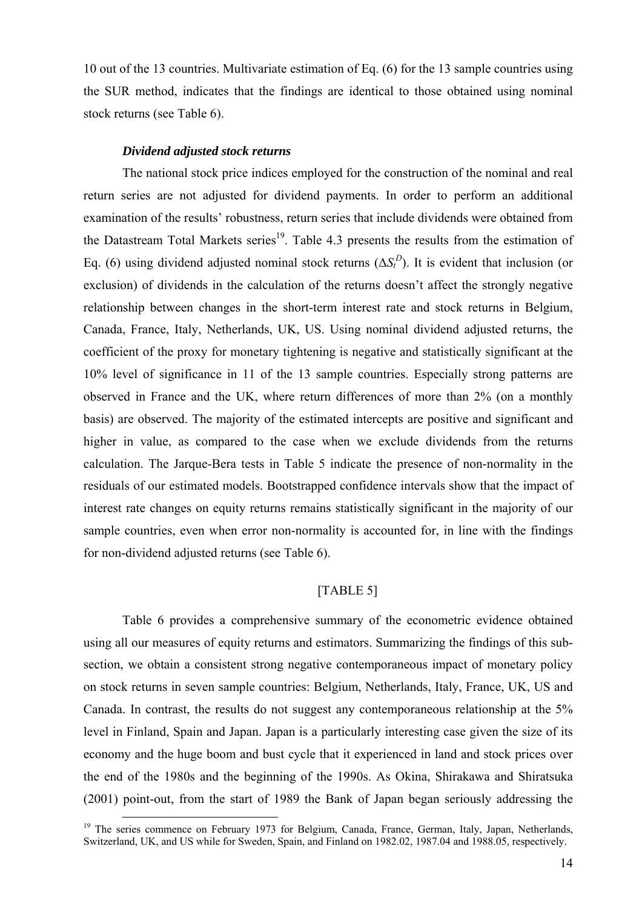10 out of the 13 countries. Multivariate estimation of Eq. (6) for the 13 sample countries using the SUR method, indicates that the findings are identical to those obtained using nominal stock returns (see Table 6).

### *Dividend adjusted stock returns*

The national stock price indices employed for the construction of the nominal and real return series are not adjusted for dividend payments. In order to perform an additional examination of the results' robustness, return series that include dividends were obtained from the Datastream Total Markets series[19]. Table 4.3 presents the results from the estimation of Eq. (6) using dividend adjusted nominal stock returns ($\Delta S_t^D$). It is evident that inclusion (or exclusion) of dividends in the calculation of the returns doesn't affect the strongly negative relationship between changes in the short-term interest rate and stock returns in Belgium, Canada, France, Italy, Netherlands, UK, US. Using nominal dividend adjusted returns, the coefficient of the proxy for monetary tightening is negative and statistically significant at the 10% level of significance in 11 of the 13 sample countries. Especially strong patterns are observed in France and the UK, where return differences of more than 2% (on a monthly basis) are observed. The majority of the estimated intercepts are positive and significant and higher in value, as compared to the case when we exclude dividends from the returns calculation. The Jarque-Bera tests in Table 5 indicate the presence of non-normality in the residuals of our estimated models. Bootstrapped confidence intervals show that the impact of interest rate changes on equity returns remains statistically significant in the majority of our sample countries, even when error non-normality is accounted for, in line with the findings for non-dividend adjusted returns (see Table 6).

[TABLE 5]

Table 6 provides a comprehensive summary of the econometric evidence obtained using all our measures of equity returns and estimators. Summarizing the findings of this sub-section, we obtain a consistent strong negative contemporaneous impact of monetary policy on stock returns in seven sample countries: Belgium, Netherlands, Italy, France, UK, US and Canada. In contrast, the results do not suggest any contemporaneous relationship at the 5% level in Finland, Spain and Japan. Japan is a particularly interesting case given the size of its economy and the huge boom and bust cycle that it experienced in land and stock prices over the end of the 1980s and the beginning of the 1990s. As Okina, Shirakawa and Shiratsuka (2001) point-out, from the start of 1989 the Bank of Japan began seriously addressing the

[19] The series commence on February 1973 for Belgium, Canada, France, German, Italy, Japan, Netherlands, Switzerland, UK, and US while for Sweden, Spain, and Finland on 1982.02, 1987.04 and 1988.05, respectively.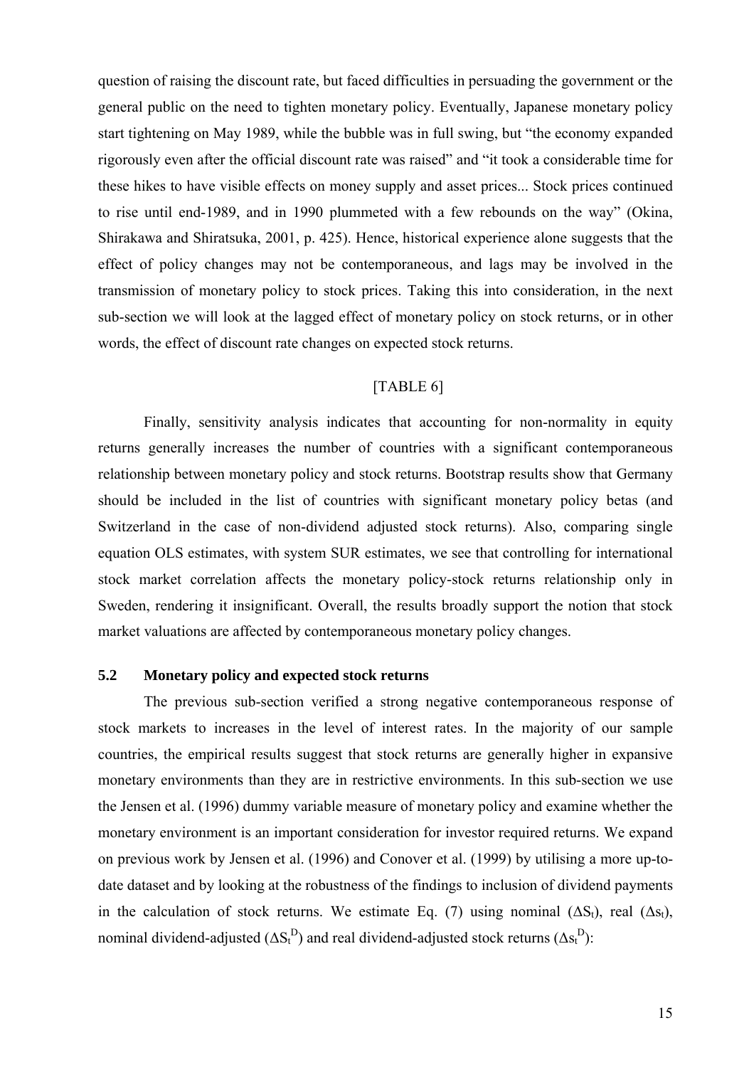question of raising the discount rate, but faced difficulties in persuading the government or the general public on the need to tighten monetary policy. Eventually, Japanese monetary policy start tightening on May 1989, while the bubble was in full swing, but "the economy expanded rigorously even after the official discount rate was raised" and "it took a considerable time for these hikes to have visible effects on money supply and asset prices... Stock prices continued to rise until end-1989, and in 1990 plummeted with a few rebounds on the way" (Okina, Shirakawa and Shiratsuka, 2001, p. 425). Hence, historical experience alone suggests that the effect of policy changes may not be contemporaneous, and lags may be involved in the transmission of monetary policy to stock prices. Taking this into consideration, in the next sub-section we will look at the lagged effect of monetary policy on stock returns, or in other words, the effect of discount rate changes on expected stock returns.

[TABLE 6]

Finally, sensitivity analysis indicates that accounting for non-normality in equity returns generally increases the number of countries with a significant contemporaneous relationship between monetary policy and stock returns. Bootstrap results show that Germany should be included in the list of countries with significant monetary policy betas (and Switzerland in the case of non-dividend adjusted stock returns). Also, comparing single equation OLS estimates, with system SUR estimates, we see that controlling for international stock market correlation affects the monetary policy-stock returns relationship only in Sweden, rendering it insignificant. Overall, the results broadly support the notion that stock market valuations are affected by contemporaneous monetary policy changes.

### 5.2 Monetary policy and expected stock returns

The previous sub-section verified a strong negative contemporaneous response of stock markets to increases in the level of interest rates. In the majority of our sample countries, the empirical results suggest that stock returns are generally higher in expansive monetary environments than they are in restrictive environments. In this sub-section we use the Jensen et al. (1996) dummy variable measure of monetary policy and examine whether the monetary environment is an important consideration for investor required returns. We expand on previous work by Jensen et al. (1996) and Conover et al. (1999) by utilising a more up-to-date dataset and by looking at the robustness of the findings to inclusion of dividend payments in the calculation of stock returns. We estimate Eq. (7) using nominal ($\Delta S_t$), real ($\Delta s_t$), nominal dividend-adjusted ($\Delta S_t^D$) and real dividend-adjusted stock returns ($\Delta s_t^D$):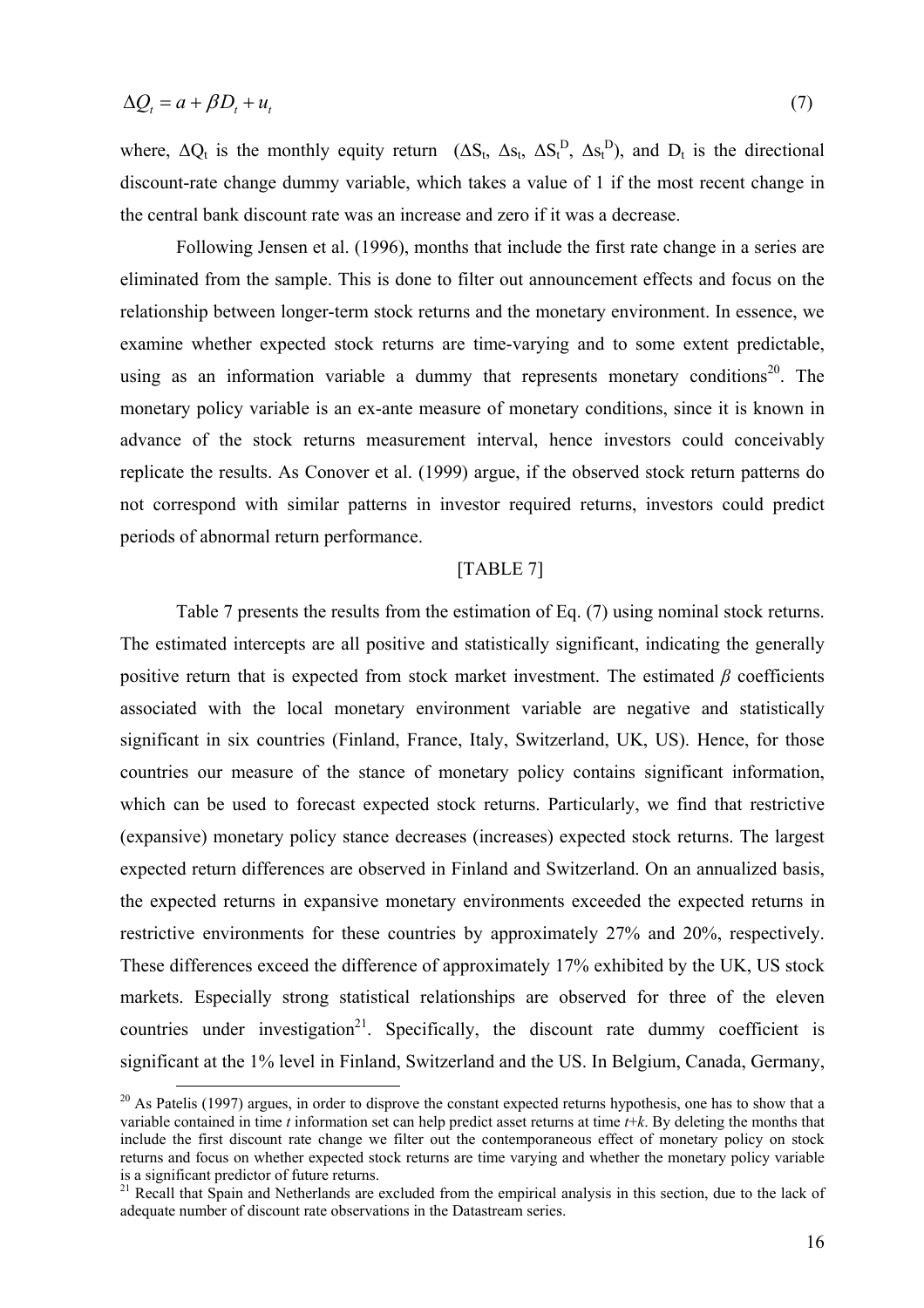$$\Delta Q_t = a + \beta D_t + u_t \tag{7}$$

where, $\Delta Q_t$ is the monthly equity return ($\Delta S_t$, $\Delta s_t$, $\Delta S_t^D$, $\Delta s_t^D$), and $D_t$ is the directional discount-rate change dummy variable, which takes a value of 1 if the most recent change in the central bank discount rate was an increase and zero if it was a decrease.

Following Jensen et al. (1996), months that include the first rate change in a series are eliminated from the sample. This is done to filter out announcement effects and focus on the relationship between longer-term stock returns and the monetary environment. In essence, we examine whether expected stock returns are time-varying and to some extent predictable, using as an information variable a dummy that represents monetary conditions[20]. The monetary policy variable is an ex-ante measure of monetary conditions, since it is known in advance of the stock returns measurement interval, hence investors could conceivably replicate the results. As Conover et al. (1999) argue, if the observed stock return patterns do not correspond with similar patterns in investor required returns, investors could predict periods of abnormal return performance.

[TABLE 7]

Table 7 presents the results from the estimation of Eq. (7) using nominal stock returns. The estimated intercepts are all positive and statistically significant, indicating the generally positive return that is expected from stock market investment. The estimated $\beta$ coefficients associated with the local monetary environment variable are negative and statistically significant in six countries (Finland, France, Italy, Switzerland, UK, US). Hence, for those countries our measure of the stance of monetary policy contains significant information, which can be used to forecast expected stock returns. Particularly, we find that restrictive (expansive) monetary policy stance decreases (increases) expected stock returns. The largest expected return differences are observed in Finland and Switzerland. On an annualized basis, the expected returns in expansive monetary environments exceeded the expected returns in restrictive environments for these countries by approximately 27% and 20%, respectively. These differences exceed the difference of approximately 17% exhibited by the UK, US stock markets. Especially strong statistical relationships are observed for three of the eleven countries under investigation[21]. Specifically, the discount rate dummy coefficient is significant at the 1% level in Finland, Switzerland and the US. In Belgium, Canada, Germany,

[20] As Patelis (1997) argues, in order to disprove the constant expected returns hypothesis, one has to show that a variable contained in time *t* information set can help predict asset returns at time *t+k*. By deleting the months that include the first discount rate change we filter out the contemporaneous effect of monetary policy on stock returns and focus on whether expected stock returns are time varying and whether the monetary policy variable is a significant predictor of future returns.

[21] Recall that Spain and Netherlands are excluded from the empirical analysis in this section, due to the lack of adequate number of discount rate observations in the Datastream series.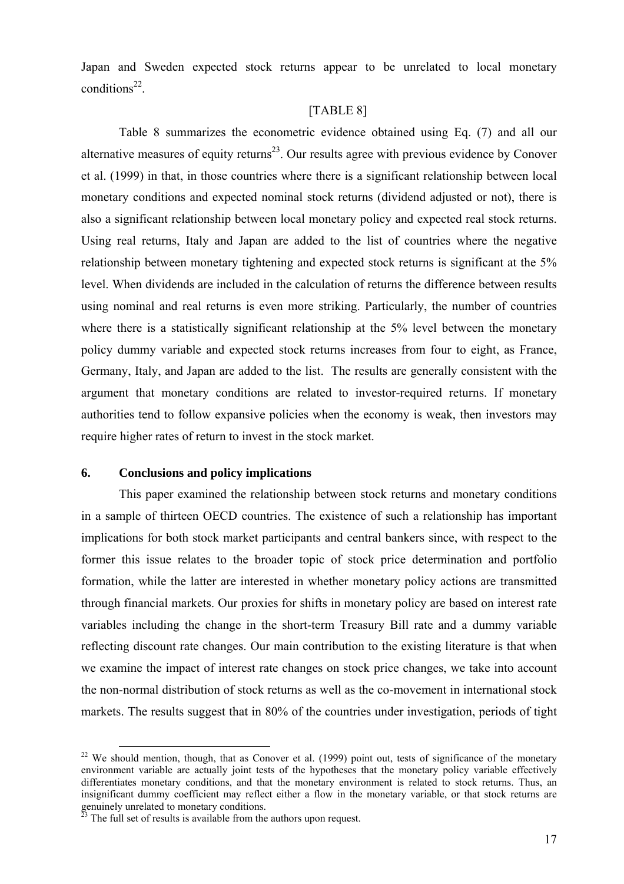Japan and Sweden expected stock returns appear to be unrelated to local monetary conditions[22].

[TABLE 8]

Table 8 summarizes the econometric evidence obtained using Eq. (7) and all our alternative measures of equity returns[23]. Our results agree with previous evidence by Conover et al. (1999) in that, in those countries where there is a significant relationship between local monetary conditions and expected nominal stock returns (dividend adjusted or not), there is also a significant relationship between local monetary policy and expected real stock returns. Using real returns, Italy and Japan are added to the list of countries where the negative relationship between monetary tightening and expected stock returns is significant at the 5% level. When dividends are included in the calculation of returns the difference between results using nominal and real returns is even more striking. Particularly, the number of countries where there is a statistically significant relationship at the 5% level between the monetary policy dummy variable and expected stock returns increases from four to eight, as France, Germany, Italy, and Japan are added to the list. The results are generally consistent with the argument that monetary conditions are related to investor-required returns. If monetary authorities tend to follow expansive policies when the economy is weak, then investors may require higher rates of return to invest in the stock market.

## 6. Conclusions and policy implications

This paper examined the relationship between stock returns and monetary conditions in a sample of thirteen OECD countries. The existence of such a relationship has important implications for both stock market participants and central bankers since, with respect to the former this issue relates to the broader topic of stock price determination and portfolio formation, while the latter are interested in whether monetary policy actions are transmitted through financial markets. Our proxies for shifts in monetary policy are based on interest rate variables including the change in the short-term Treasury Bill rate and a dummy variable reflecting discount rate changes. Our main contribution to the existing literature is that when we examine the impact of interest rate changes on stock price changes, we take into account the non-normal distribution of stock returns as well as the co-movement in international stock markets. The results suggest that in 80% of the countries under investigation, periods of tight

---

[22] We should mention, though, that as Conover et al. (1999) point out, tests of significance of the monetary environment variable are actually joint tests of the hypotheses that the monetary policy variable effectively differentiates monetary conditions, and that the monetary environment is related to stock returns. Thus, an insignificant dummy coefficient may reflect either a flow in the monetary variable, or that stock returns are genuinely unrelated to monetary conditions.

[23] The full set of results is available from the authors upon request.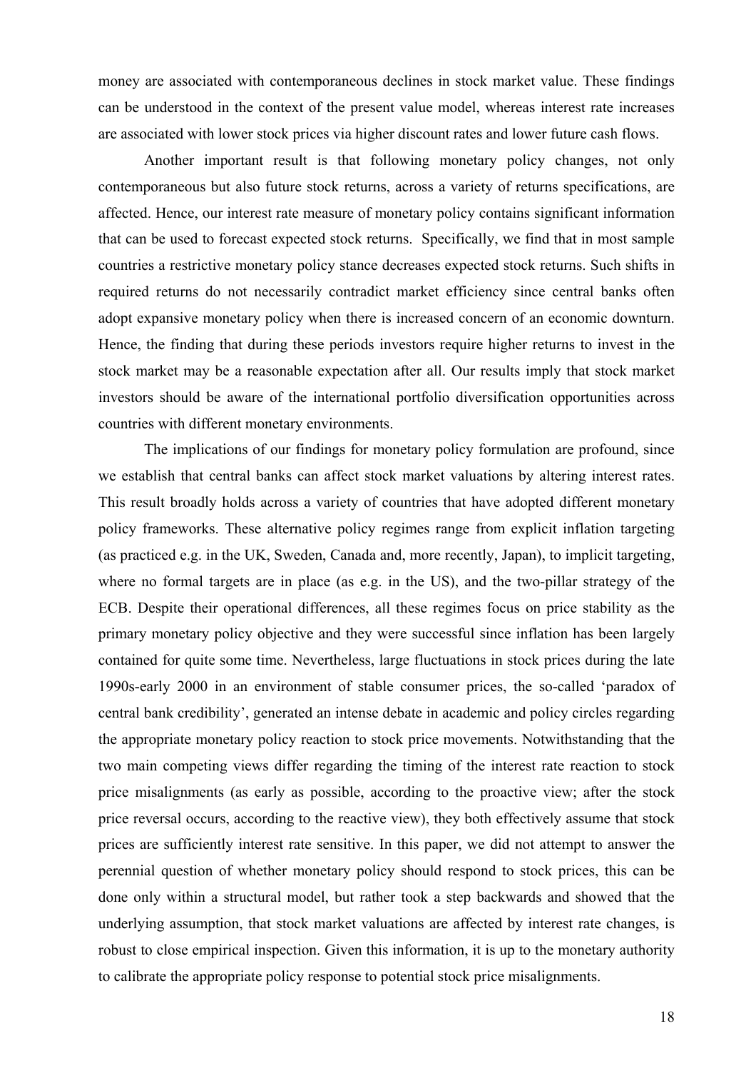money are associated with contemporaneous declines in stock market value. These findings can be understood in the context of the present value model, whereas interest rate increases are associated with lower stock prices via higher discount rates and lower future cash flows.

Another important result is that following monetary policy changes, not only contemporaneous but also future stock returns, across a variety of returns specifications, are affected. Hence, our interest rate measure of monetary policy contains significant information that can be used to forecast expected stock returns. Specifically, we find that in most sample countries a restrictive monetary policy stance decreases expected stock returns. Such shifts in required returns do not necessarily contradict market efficiency since central banks often adopt expansive monetary policy when there is increased concern of an economic downturn. Hence, the finding that during these periods investors require higher returns to invest in the stock market may be a reasonable expectation after all. Our results imply that stock market investors should be aware of the international portfolio diversification opportunities across countries with different monetary environments.

The implications of our findings for monetary policy formulation are profound, since we establish that central banks can affect stock market valuations by altering interest rates. This result broadly holds across a variety of countries that have adopted different monetary policy frameworks. These alternative policy regimes range from explicit inflation targeting (as practiced e.g. in the UK, Sweden, Canada and, more recently, Japan), to implicit targeting, where no formal targets are in place (as e.g. in the US), and the two-pillar strategy of the ECB. Despite their operational differences, all these regimes focus on price stability as the primary monetary policy objective and they were successful since inflation has been largely contained for quite some time. Nevertheless, large fluctuations in stock prices during the late 1990s-early 2000 in an environment of stable consumer prices, the so-called 'paradox of central bank credibility', generated an intense debate in academic and policy circles regarding the appropriate monetary policy reaction to stock price movements. Notwithstanding that the two main competing views differ regarding the timing of the interest rate reaction to stock price misalignments (as early as possible, according to the proactive view; after the stock price reversal occurs, according to the reactive view), they both effectively assume that stock prices are sufficiently interest rate sensitive. In this paper, we did not attempt to answer the perennial question of whether monetary policy should respond to stock prices, this can be done only within a structural model, but rather took a step backwards and showed that the underlying assumption, that stock market valuations are affected by interest rate changes, is robust to close empirical inspection. Given this information, it is up to the monetary authority to calibrate the appropriate policy response to potential stock price misalignments.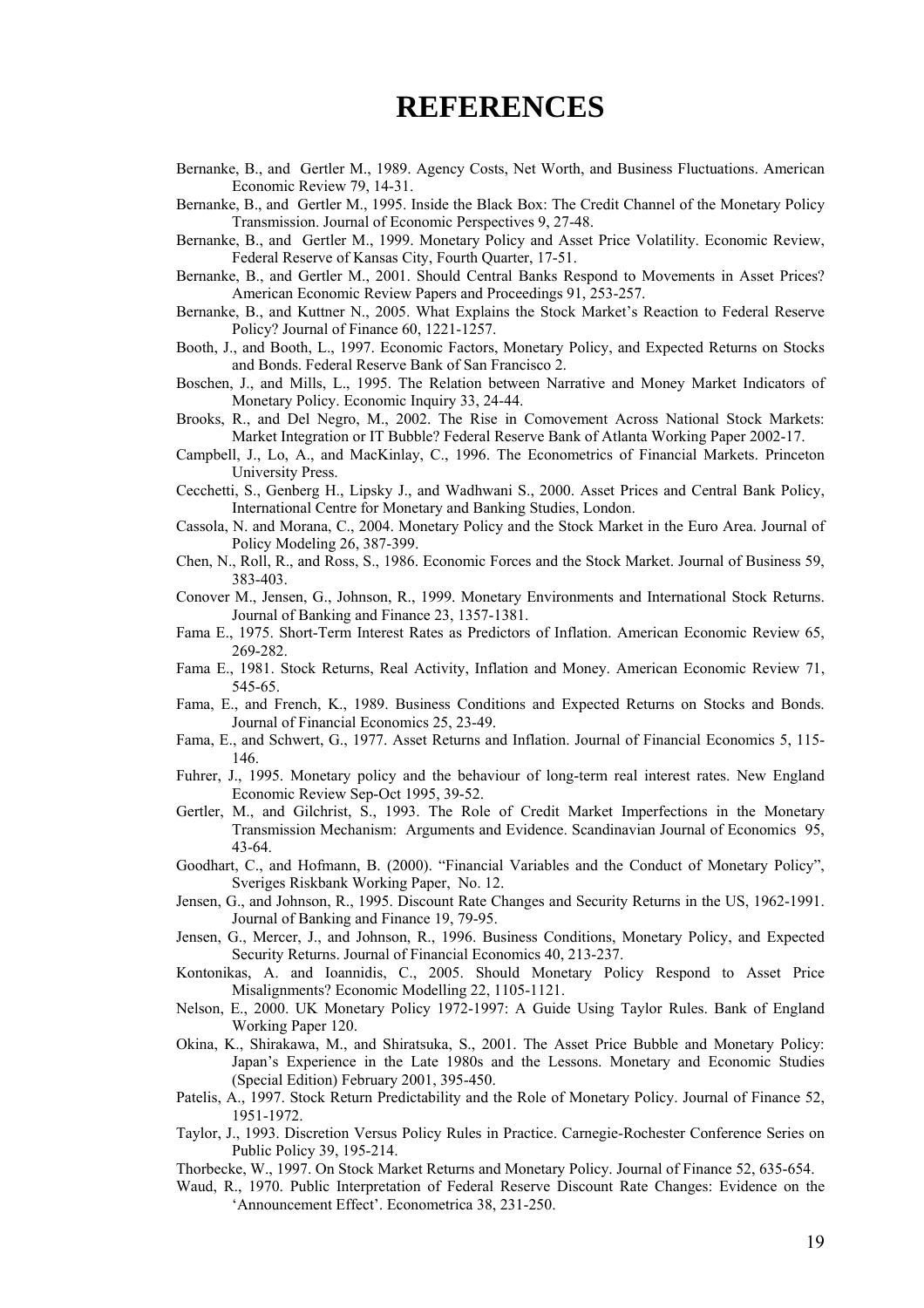# REFERENCES

Bernanke, B., and Gertler M., 1989. Agency Costs, Net Worth, and Business Fluctuations. American Economic Review 79, 14-31.

Bernanke, B., and Gertler M., 1995. Inside the Black Box: The Credit Channel of the Monetary Policy Transmission. Journal of Economic Perspectives 9, 27-48.

Bernanke, B., and Gertler M., 1999. Monetary Policy and Asset Price Volatility. Economic Review, Federal Reserve of Kansas City, Fourth Quarter, 17-51.

Bernanke, B., and Gertler M., 2001. Should Central Banks Respond to Movements in Asset Prices? American Economic Review Papers and Proceedings 91, 253-257.

Bernanke, B., and Kuttner N., 2005. What Explains the Stock Market's Reaction to Federal Reserve Policy? Journal of Finance 60, 1221-1257.

Booth, J., and Booth, L., 1997. Economic Factors, Monetary Policy, and Expected Returns on Stocks and Bonds. Federal Reserve Bank of San Francisco 2.

Boschen, J., and Mills, L., 1995. The Relation between Narrative and Money Market Indicators of Monetary Policy. Economic Inquiry 33, 24-44.

Brooks, R., and Del Negro, M., 2002. The Rise in Comovement Across National Stock Markets: Market Integration or IT Bubble? Federal Reserve Bank of Atlanta Working Paper 2002-17.

Campbell, J., Lo, A., and MacKinlay, C., 1996. The Econometrics of Financial Markets. Princeton University Press.

Cecchetti, S., Genberg H., Lipsky J., and Wadhwani S., 2000. Asset Prices and Central Bank Policy, International Centre for Monetary and Banking Studies, London.

Cassola, N. and Morana, C., 2004. Monetary Policy and the Stock Market in the Euro Area. Journal of Policy Modeling 26, 387-399.

Chen, N., Roll, R., and Ross, S., 1986. Economic Forces and the Stock Market. Journal of Business 59, 383-403.

Conover M., Jensen, G., Johnson, R., 1999. Monetary Environments and International Stock Returns. Journal of Banking and Finance 23, 1357-1381.

Fama E., 1975. Short-Term Interest Rates as Predictors of Inflation. American Economic Review 65, 269-282.

Fama E., 1981. Stock Returns, Real Activity, Inflation and Money. American Economic Review 71, 545-65.

Fama, E., and French, K., 1989. Business Conditions and Expected Returns on Stocks and Bonds. Journal of Financial Economics 25, 23-49.

Fama, E., and Schwert, G., 1977. Asset Returns and Inflation. Journal of Financial Economics 5, 115-146.

Fuhrer, J., 1995. Monetary policy and the behaviour of long-term real interest rates. New England Economic Review Sep-Oct 1995, 39-52.

Gertler, M., and Gilchrist, S., 1993. The Role of Credit Market Imperfections in the Monetary Transmission Mechanism: Arguments and Evidence. Scandinavian Journal of Economics 95, 43-64.

Goodhart, C., and Hofmann, B. (2000). "Financial Variables and the Conduct of Monetary Policy", Sveriges Riskbank Working Paper, No. 12.

Jensen, G., and Johnson, R., 1995. Discount Rate Changes and Security Returns in the US, 1962-1991. Journal of Banking and Finance 19, 79-95.

Jensen, G., Mercer, J., and Johnson, R., 1996. Business Conditions, Monetary Policy, and Expected Security Returns. Journal of Financial Economics 40, 213-237.

Kontonikas, A. and Ioannidis, C., 2005. Should Monetary Policy Respond to Asset Price Misalignments? Economic Modelling 22, 1105-1121.

Nelson, E., 2000. UK Monetary Policy 1972-1997: A Guide Using Taylor Rules. Bank of England Working Paper 120.

Okina, K., Shirakawa, M., and Shiratsuka, S., 2001. The Asset Price Bubble and Monetary Policy: Japan's Experience in the Late 1980s and the Lessons. Monetary and Economic Studies (Special Edition) February 2001, 395-450.

Patelis, A., 1997. Stock Return Predictability and the Role of Monetary Policy. Journal of Finance 52, 1951-1972.

Taylor, J., 1993. Discretion Versus Policy Rules in Practice. Carnegie-Rochester Conference Series on Public Policy 39, 195-214.

Thorbecke, W., 1997. On Stock Market Returns and Monetary Policy. Journal of Finance 52, 635-654.

Waud, R., 1970. Public Interpretation of Federal Reserve Discount Rate Changes: Evidence on the 'Announcement Effect'. Econometrica 38, 231-250.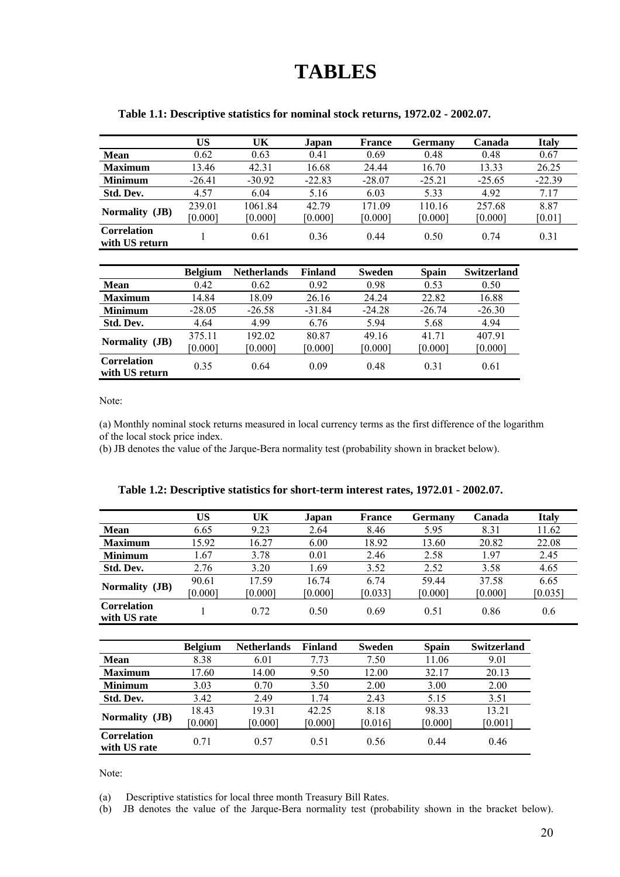# TABLES

**Table 1.1: Descriptive statistics for nominal stock returns, 1972.02 - 2002.07.**

| | US | UK | Japan | France | Germany | Canada | Italy |
|---|---|---|---|---|---|---|---|
| **Mean** | 0.62 | 0.63 | 0.41 | 0.69 | 0.48 | 0.48 | 0.67 |
| **Maximum** | 13.46 | 42.31 | 16.68 | 24.44 | 16.70 | 13.33 | 26.25 |
| **Minimum** | -26.41 | -30.92 | -22.83 | -28.07 | -25.21 | -25.65 | -22.39 |
| **Std. Dev.** | 4.57 | 6.04 | 5.16 | 6.03 | 5.33 | 4.92 | 7.17 |
| **Normality (JB)** | 239.01 [0.000] | 1061.84 [0.000] | 42.79 [0.000] | 171.09 [0.000] | 110.16 [0.000] | 257.68 [0.000] | 8.87 [0.01] |
| **Correlation with US return** | 1 | 0.61 | 0.36 | 0.44 | 0.50 | 0.74 | 0.31 |

| | Belgium | Netherlands | Finland | Sweden | Spain | Switzerland |
|---|---|---|---|---|---|---|
| **Mean** | 0.42 | 0.62 | 0.92 | 0.98 | 0.53 | 0.50 |
| **Maximum** | 14.84 | 18.09 | 26.16 | 24.24 | 22.82 | 16.88 |
| **Minimum** | -28.05 | -26.58 | -31.84 | -24.28 | -26.74 | -26.30 |
| **Std. Dev.** | 4.64 | 4.99 | 6.76 | 5.94 | 5.68 | 4.94 |
| **Normality (JB)** | 375.11 [0.000] | 192.02 [0.000] | 80.87 [0.000] | 49.16 [0.000] | 41.71 [0.000] | 407.91 [0.000] |
| **Correlation with US return** | 0.35 | 0.64 | 0.09 | 0.48 | 0.31 | 0.61 |

Note:

(a) Monthly nominal stock returns measured in local currency terms as the first difference of the logarithm of the local stock price index.
(b) JB denotes the value of the Jarque-Bera normality test (probability shown in bracket below).

**Table 1.2: Descriptive statistics for short-term interest rates, 1972.01 - 2002.07.**

| | US | UK | Japan | France | Germany | Canada | Italy |
|---|---|---|---|---|---|---|---|
| **Mean** | 6.65 | 9.23 | 2.64 | 8.46 | 5.95 | 8.31 | 11.62 |
| **Maximum** | 15.92 | 16.27 | 6.00 | 18.92 | 13.60 | 20.82 | 22.08 |
| **Minimum** | 1.67 | 3.78 | 0.01 | 2.46 | 2.58 | 1.97 | 2.45 |
| **Std. Dev.** | 2.76 | 3.20 | 1.69 | 3.52 | 2.52 | 3.58 | 4.65 |
| **Normality (JB)** | 90.61 [0.000] | 17.59 [0.000] | 16.74 [0.000] | 6.74 [0.033] | 59.44 [0.000] | 37.58 [0.000] | 6.65 [0.035] |
| **Correlation with US rate** | 1 | 0.72 | 0.50 | 0.69 | 0.51 | 0.86 | 0.6 |

| | Belgium | Netherlands | Finland | Sweden | Spain | Switzerland |
|---|---|---|---|---|---|---|
| **Mean** | 8.38 | 6.01 | 7.73 | 7.50 | 11.06 | 9.01 |
| **Maximum** | 17.60 | 14.00 | 9.50 | 12.00 | 32.17 | 20.13 |
| **Minimum** | 3.03 | 0.70 | 3.50 | 2.00 | 3.00 | 2.00 |
| **Std. Dev.** | 3.42 | 2.49 | 1.74 | 2.43 | 5.15 | 3.51 |
| **Normality (JB)** | 18.43 [0.000] | 19.31 [0.000] | 42.25 [0.000] | 8.18 [0.016] | 98.33 [0.000] | 13.21 [0.001] |
| **Correlation with US rate** | 0.71 | 0.57 | 0.51 | 0.56 | 0.44 | 0.46 |

Note:

(a) Descriptive statistics for local three month Treasury Bill Rates.
(b) JB denotes the value of the Jarque-Bera normality test (probability shown in the bracket below).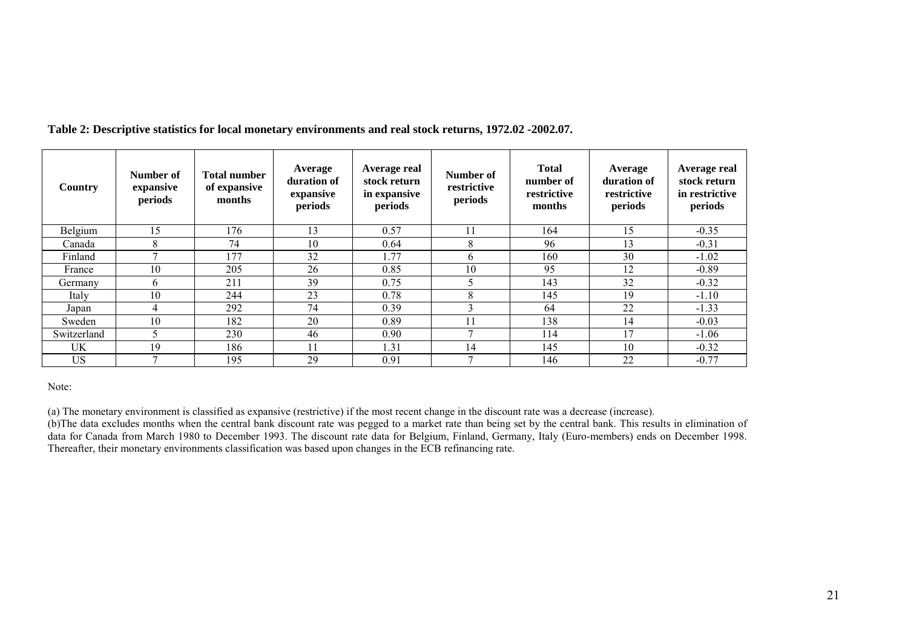**Table 2: Descriptive statistics for local monetary environments and real stock returns, 1972.02 -2002.07.**

| Country | Number of expansive periods | Total number of expansive months | Average duration of expansive periods | Average real stock return in expansive periods | Number of restrictive periods | Total number of restrictive months | Average duration of restrictive periods | Average real stock return in restrictive periods |
|---|---|---|---|---|---|---|---|---|
| Belgium | 15 | 176 | 13 | 0.57 | 11 | 164 | 15 | -0.35 |
| Canada | 8 | 74 | 10 | 0.64 | 8 | 96 | 13 | -0.31 |
| Finland | 7 | 177 | 32 | 1.77 | 6 | 160 | 30 | -1.02 |
| France | 10 | 205 | 26 | 0.85 | 10 | 95 | 12 | -0.89 |
| Germany | 6 | 211 | 39 | 0.75 | 5 | 143 | 32 | -0.32 |
| Italy | 10 | 244 | 23 | 0.78 | 8 | 145 | 19 | -1.10 |
| Japan | 4 | 292 | 74 | 0.39 | 3 | 64 | 22 | -1.33 |
| Sweden | 10 | 182 | 20 | 0.89 | 11 | 138 | 14 | -0.03 |
| Switzerland | 5 | 230 | 46 | 0.90 | 7 | 114 | 17 | -1.06 |
| UK | 19 | 186 | 11 | 1.31 | 14 | 145 | 10 | -0.32 |
| US | 7 | 195 | 29 | 0.91 | 7 | 146 | 22 | -0.77 |

Note:

(a) The monetary environment is classified as expansive (restrictive) if the most recent change in the discount rate was a decrease (increase).

(b)The data excludes months when the central bank discount rate was pegged to a market rate than being set by the central bank. This results in elimination of data for Canada from March 1980 to December 1993. The discount rate data for Belgium, Finland, Germany, Italy (Euro-members) ends on December 1998. Thereafter, their monetary environments classification was based upon changes in the ECB refinancing rate.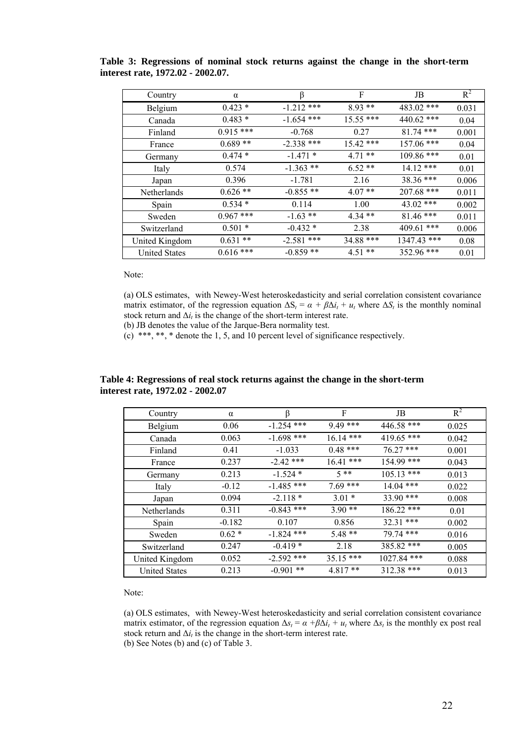**Table 3: Regressions of nominal stock returns against the change in the short-term interest rate, 1972.02 - 2002.07.**

| Country | α | β | F | JB | $R^2$ |
|---|---|---|---|---|---|
| Belgium | 0.423 * | -1.212 *** | 8.93 ** | 483.02 *** | 0.031 |
| Canada | 0.483 * | -1.654 *** | 15.55 *** | 440.62 *** | 0.04 |
| Finland | 0.915 *** | -0.768 | 0.27 | 81.74 *** | 0.001 |
| France | 0.689 ** | -2.338 *** | 15.42 *** | 157.06 *** | 0.04 |
| Germany | 0.474 * | -1.471 * | 4.71 ** | 109.86 *** | 0.01 |
| Italy | 0.574 | -1.363 ** | 6.52 ** | 14.12 *** | 0.01 |
| Japan | 0.396 | -1.781 | 2.16 | 38.36 *** | 0.006 |
| Netherlands | 0.626 ** | -0.855 ** | 4.07 ** | 207.68 *** | 0.011 |
| Spain | 0.534 * | 0.114 | 1.00 | 43.02 *** | 0.002 |
| Sweden | 0.967 *** | -1.63 ** | 4.34 ** | 81.46 *** | 0.011 |
| Switzerland | 0.501 * | -0.432 * | 2.38 | 409.61 *** | 0.006 |
| United Kingdom | 0.631 ** | -2.581 *** | 34.88 *** | 1347.43 *** | 0.08 |
| United States | 0.616 *** | -0.859 ** | 4.51 ** | 352.96 *** | 0.01 |

Note:

(a) OLS estimates, with Newey-West heteroskedasticity and serial correlation consistent covariance matrix estimator, of the regression equation $\Delta S_t = \alpha + \beta \Delta i_t + u_t$ where $\Delta S_t$ is the monthly nominal stock return and $\Delta i_t$ is the change of the short-term interest rate.
(b) JB denotes the value of the Jarque-Bera normality test.
(c) ***, **, * denote the 1, 5, and 10 percent level of significance respectively.

**Table 4: Regressions of real stock returns against the change in the short-term interest rate, 1972.02 - 2002.07**

| Country | α | β | F | JB | $R^2$ |
|---|---|---|---|---|---|
| Belgium | 0.06 | -1.254 *** | 9.49 *** | 446.58 *** | 0.025 |
| Canada | 0.063 | -1.698 *** | 16.14 *** | 419.65 *** | 0.042 |
| Finland | 0.41 | -1.033 | 0.48 *** | 76.27 *** | 0.001 |
| France | 0.237 | -2.42 *** | 16.41 *** | 154.99 *** | 0.043 |
| Germany | 0.213 | -1.524 * | 5 ** | 105.13 *** | 0.013 |
| Italy | -0.12 | -1.485 *** | 7.69 *** | 14.04 *** | 0.022 |
| Japan | 0.094 | -2.118 * | 3.01 * | 33.90 *** | 0.008 |
| Netherlands | 0.311 | -0.843 *** | 3.90 ** | 186.22 *** | 0.01 |
| Spain | -0.182 | 0.107 | 0.856 | 32.31 *** | 0.002 |
| Sweden | 0.62 * | -1.824 *** | 5.48 ** | 79.74 *** | 0.016 |
| Switzerland | 0.247 | -0.419 * | 2.18 | 385.82 *** | 0.005 |
| United Kingdom | 0.052 | -2.592 *** | 35.15 *** | 1027.84 *** | 0.088 |
| United States | 0.213 | -0.901 ** | 4.817 ** | 312.38 *** | 0.013 |

Note:

(a) OLS estimates, with Newey-West heteroskedasticity and serial correlation consistent covariance matrix estimator, of the regression equation $\Delta s_t = \alpha + \beta \Delta i_t + u_t$ where $\Delta s_t$ is the monthly ex post real stock return and $\Delta i_t$ is the change in the short-term interest rate.
(b) See Notes (b) and (c) of Table 3.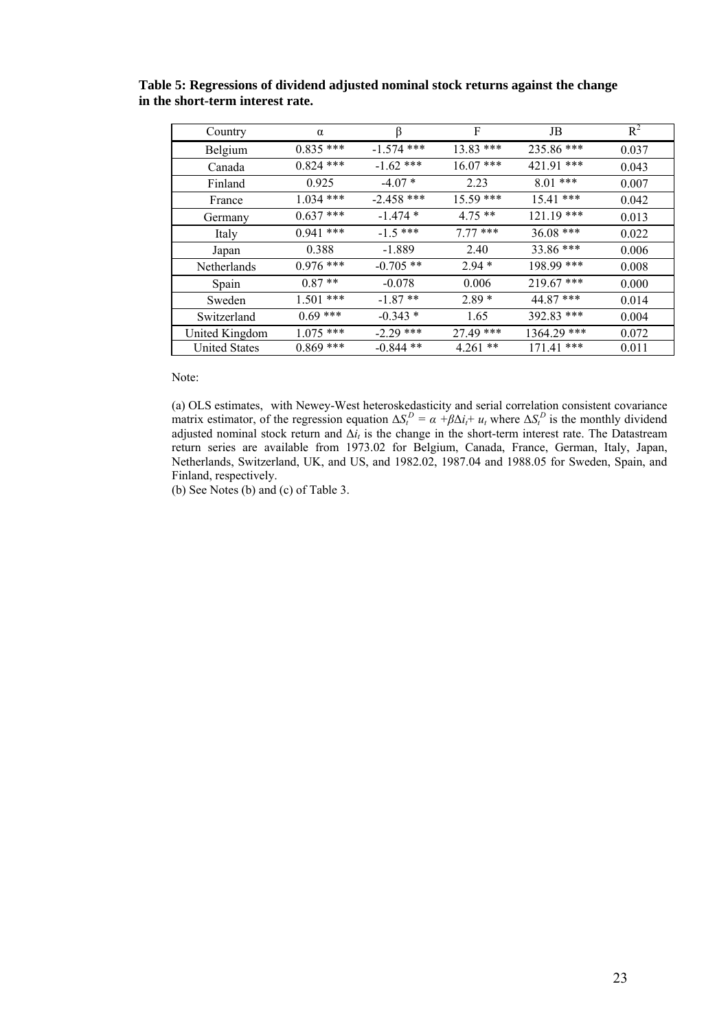**Table 5: Regressions of dividend adjusted nominal stock returns against the change in the short-term interest rate.**

| Country | α | β | F | JB | $R^2$ |
|---|---|---|---|---|---|
| Belgium | 0.835 *** | -1.574 *** | 13.83 *** | 235.86 *** | 0.037 |
| Canada | 0.824 *** | -1.62 *** | 16.07 *** | 421.91 *** | 0.043 |
| Finland | 0.925 | -4.07 * | 2.23 | 8.01 *** | 0.007 |
| France | 1.034 *** | -2.458 *** | 15.59 *** | 15.41 *** | 0.042 |
| Germany | 0.637 *** | -1.474 * | 4.75 ** | 121.19 *** | 0.013 |
| Italy | 0.941 *** | -1.5 *** | 7.77 *** | 36.08 *** | 0.022 |
| Japan | 0.388 | -1.889 | 2.40 | 33.86 *** | 0.006 |
| Netherlands | 0.976 *** | -0.705 ** | 2.94 * | 198.99 *** | 0.008 |
| Spain | 0.87 ** | -0.078 | 0.006 | 219.67 *** | 0.000 |
| Sweden | 1.501 *** | -1.87 ** | 2.89 * | 44.87 *** | 0.014 |
| Switzerland | 0.69 *** | -0.343 * | 1.65 | 392.83 *** | 0.004 |
| United Kingdom | 1.075 *** | -2.29 *** | 27.49 *** | 1364.29 *** | 0.072 |
| United States | 0.869 *** | -0.844 ** | 4.261 ** | 171.41 *** | 0.011 |

Note:

(a) OLS estimates, with Newey-West heteroskedasticity and serial correlation consistent covariance matrix estimator, of the regression equation $\Delta S_t^D = \alpha + \beta \Delta i_t + u_t$ where $\Delta S_t^D$ is the monthly dividend adjusted nominal stock return and $\Delta i_t$ is the change in the short-term interest rate. The Datastream return series are available from 1973.02 for Belgium, Canada, France, German, Italy, Japan, Netherlands, Switzerland, UK, and US, and 1982.02, 1987.04 and 1988.05 for Sweden, Spain, and Finland, respectively.

(b) See Notes (b) and (c) of Table 3.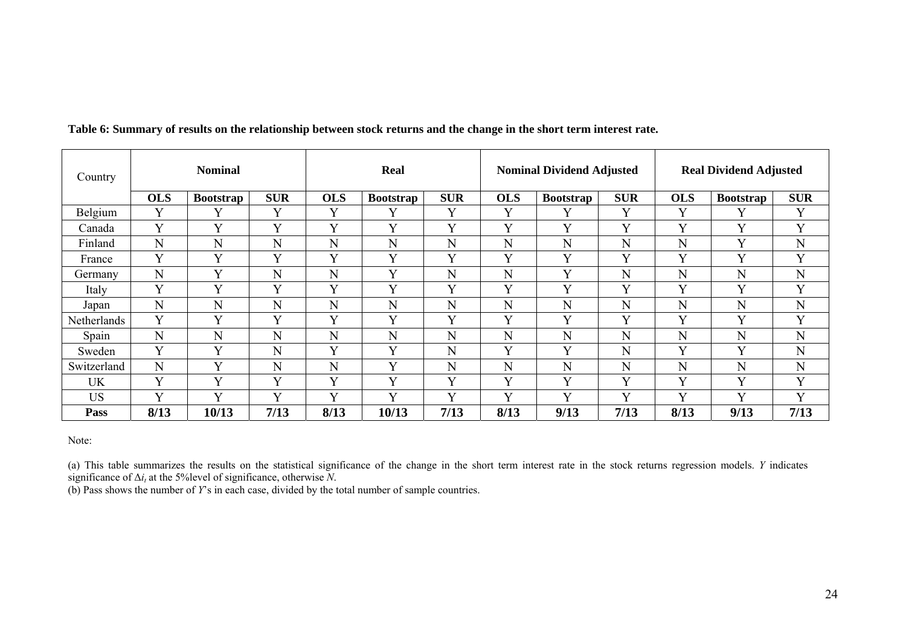**Table 6: Summary of results on the relationship between stock returns and the change in the short term interest rate.**

| Country | Nominal | | | Real | | | Nominal Dividend Adjusted | | | Real Dividend Adjusted | | |
|---|---|---|---|---|---|---|---|---|---|---|---|---|
| | **OLS** | **Bootstrap** | **SUR** | **OLS** | **Bootstrap** | **SUR** | **OLS** | **Bootstrap** | **SUR** | **OLS** | **Bootstrap** | **SUR** |
| Belgium | Y | Y | Y | Y | Y | Y | Y | Y | Y | Y | Y | Y |
| Canada | Y | Y | Y | Y | Y | Y | Y | Y | Y | Y | Y | Y |
| Finland | N | N | N | N | N | N | N | N | N | N | Y | N |
| France | Y | Y | Y | Y | Y | Y | Y | Y | Y | Y | Y | Y |
| Germany | N | Y | N | N | Y | N | N | Y | N | N | N | N |
| Italy | Y | Y | Y | Y | Y | Y | Y | Y | Y | Y | Y | Y |
| Japan | N | N | N | N | N | N | N | N | N | N | N | N |
| Netherlands | Y | Y | Y | Y | Y | Y | Y | Y | Y | Y | Y | Y |
| Spain | N | N | N | N | N | N | N | N | N | N | N | N |
| Sweden | Y | Y | N | Y | Y | N | Y | Y | N | Y | Y | N |
| Switzerland | N | Y | N | N | Y | N | N | N | N | N | N | N |
| UK | Y | Y | Y | Y | Y | Y | Y | Y | Y | Y | Y | Y |
| US | Y | Y | Y | Y | Y | Y | Y | Y | Y | Y | Y | Y |
| **Pass** | **8/13** | **10/13** | **7/13** | **8/13** | **10/13** | **7/13** | **8/13** | **9/13** | **7/13** | **8/13** | **9/13** | **7/13** |

Note:

(a) This table summarizes the results on the statistical significance of the change in the short term interest rate in the stock returns regression models. *Y* indicates significance of $\Delta i_t$ at the 5%level of significance, otherwise *N*.

(b) Pass shows the number of *Y*'s in each case, divided by the total number of sample countries.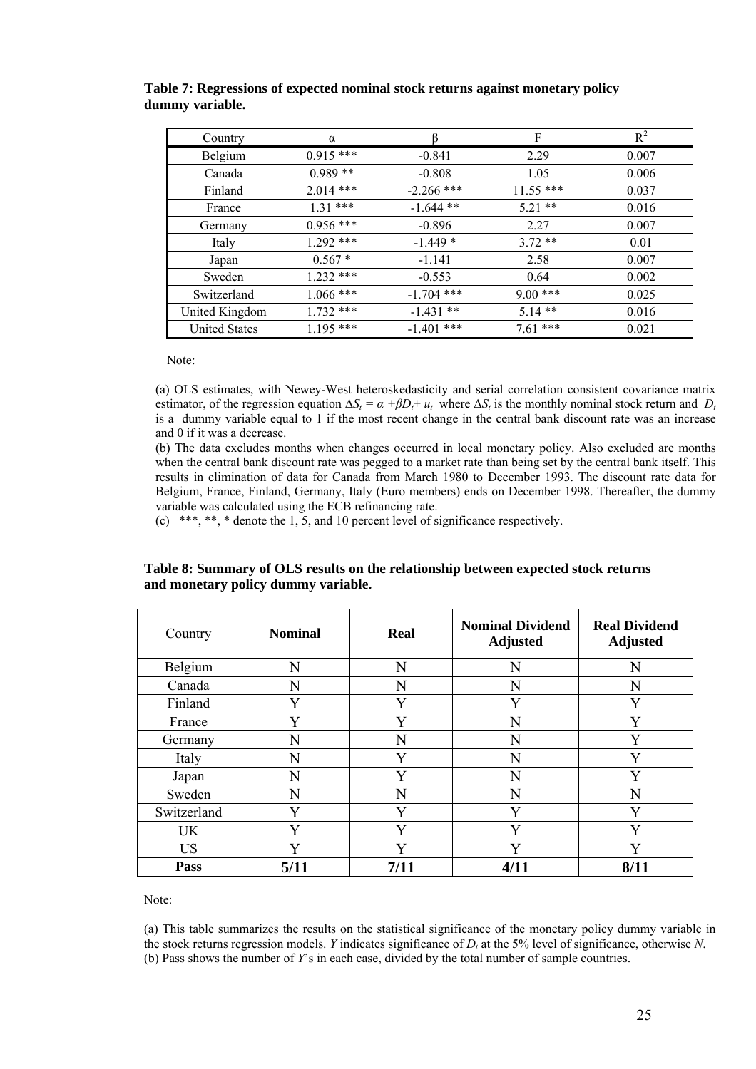**Table 7: Regressions of expected nominal stock returns against monetary policy dummy variable.**

| Country | $\alpha$ | $\beta$ | F | $R^2$ |
|---|---|---|---|---|
| Belgium | 0.915 *** | -0.841 | 2.29 | 0.007 |
| Canada | 0.989 ** | -0.808 | 1.05 | 0.006 |
| Finland | 2.014 *** | -2.266 *** | 11.55 *** | 0.037 |
| France | 1.31 *** | -1.644 ** | 5.21 ** | 0.016 |
| Germany | 0.956 *** | -0.896 | 2.27 | 0.007 |
| Italy | 1.292 *** | -1.449 * | 3.72 ** | 0.01 |
| Japan | 0.567 * | -1.141 | 2.58 | 0.007 |
| Sweden | 1.232 *** | -0.553 | 0.64 | 0.002 |
| Switzerland | 1.066 *** | -1.704 *** | 9.00 *** | 0.025 |
| United Kingdom | 1.732 *** | -1.431 ** | 5.14 ** | 0.016 |
| United States | 1.195 *** | -1.401 *** | 7.61 *** | 0.021 |

Note:

(a) OLS estimates, with Newey-West heteroskedasticity and serial correlation consistent covariance matrix estimator, of the regression equation $\Delta S_t = \alpha + \beta D_t + u_t$ where $\Delta S_t$ is the monthly nominal stock return and $D_t$ is a dummy variable equal to 1 if the most recent change in the central bank discount rate was an increase and 0 if it was a decrease.

(b) The data excludes months when changes occurred in local monetary policy. Also excluded are months when the central bank discount rate was pegged to a market rate than being set by the central bank itself. This results in elimination of data for Canada from March 1980 to December 1993. The discount rate data for Belgium, France, Finland, Germany, Italy (Euro members) ends on December 1998. Thereafter, the dummy variable was calculated using the ECB refinancing rate.

(c) ***, **, * denote the 1, 5, and 10 percent level of significance respectively.

**Table 8: Summary of OLS results on the relationship between expected stock returns and monetary policy dummy variable.**

| Country | **Nominal** | **Real** | **Nominal Dividend Adjusted** | **Real Dividend Adjusted** |
|---|---|---|---|---|
| Belgium | N | N | N | N |
| Canada | N | N | N | N |
| Finland | Y | Y | Y | Y |
| France | Y | Y | N | Y |
| Germany | N | N | N | Y |
| Italy | N | Y | N | Y |
| Japan | N | Y | N | Y |
| Sweden | N | N | N | N |
| Switzerland | Y | Y | Y | Y |
| UK | Y | Y | Y | Y |
| US | Y | Y | Y | Y |
| **Pass** | **5/11** | **7/11** | **4/11** | **8/11** |

Note:

(a) This table summarizes the results on the statistical significance of the monetary policy dummy variable in the stock returns regression models. *Y* indicates significance of $D_t$ at the 5% level of significance, otherwise *N*.

(b) Pass shows the number of *Y*'s in each case, divided by the total number of sample countries.